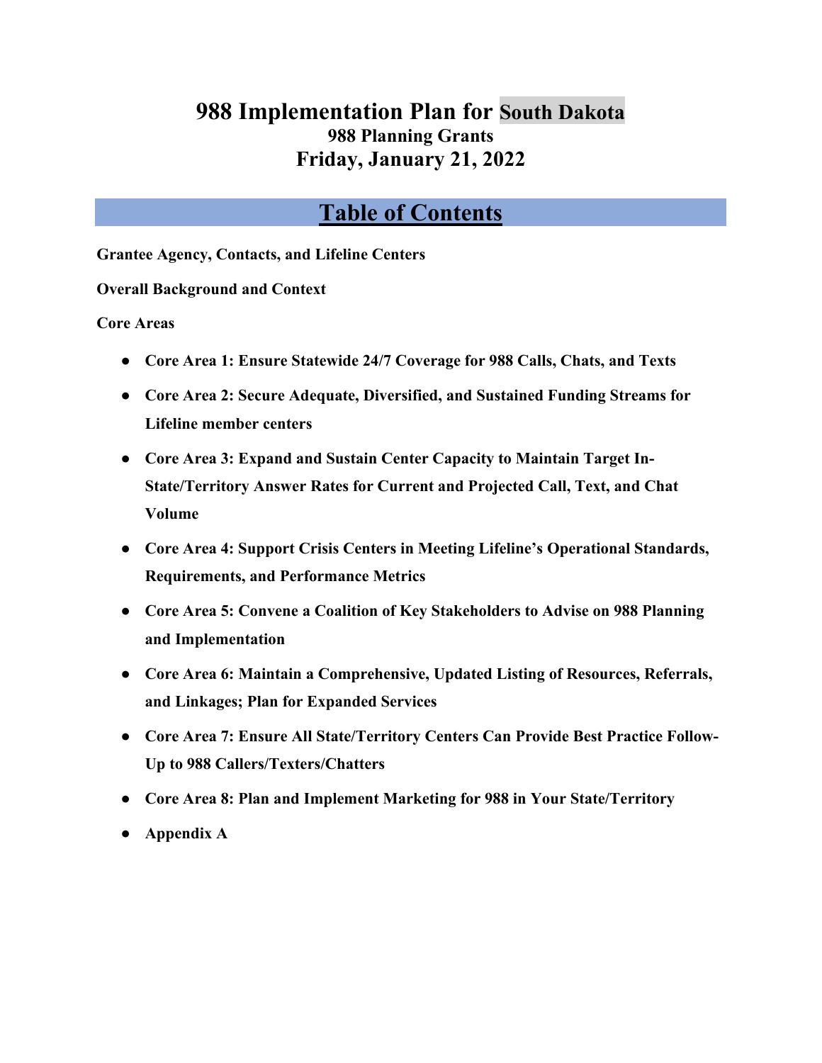# 988 Implementation Plan for South Dakota

**988 Planning Grants**

**Friday, January 21, 2022**

## Table of Contents

**Grantee Agency, Contacts, and Lifeline Centers**

**Overall Background and Context**

**Core Areas**

- **Core Area 1: Ensure Statewide 24/7 Coverage for 988 Calls, Chats, and Texts**
- **Core Area 2: Secure Adequate, Diversified, and Sustained Funding Streams for Lifeline member centers**
- **Core Area 3: Expand and Sustain Center Capacity to Maintain Target In-State/Territory Answer Rates for Current and Projected Call, Text, and Chat Volume**
- **Core Area 4: Support Crisis Centers in Meeting Lifeline's Operational Standards, Requirements, and Performance Metrics**
- **Core Area 5: Convene a Coalition of Key Stakeholders to Advise on 988 Planning and Implementation**
- **Core Area 6: Maintain a Comprehensive, Updated Listing of Resources, Referrals, and Linkages; Plan for Expanded Services**
- **Core Area 7: Ensure All State/Territory Centers Can Provide Best Practice Follow-Up to 988 Callers/Texters/Chatters**
- **Core Area 8: Plan and Implement Marketing for 988 in Your State/Territory**
- **Appendix A**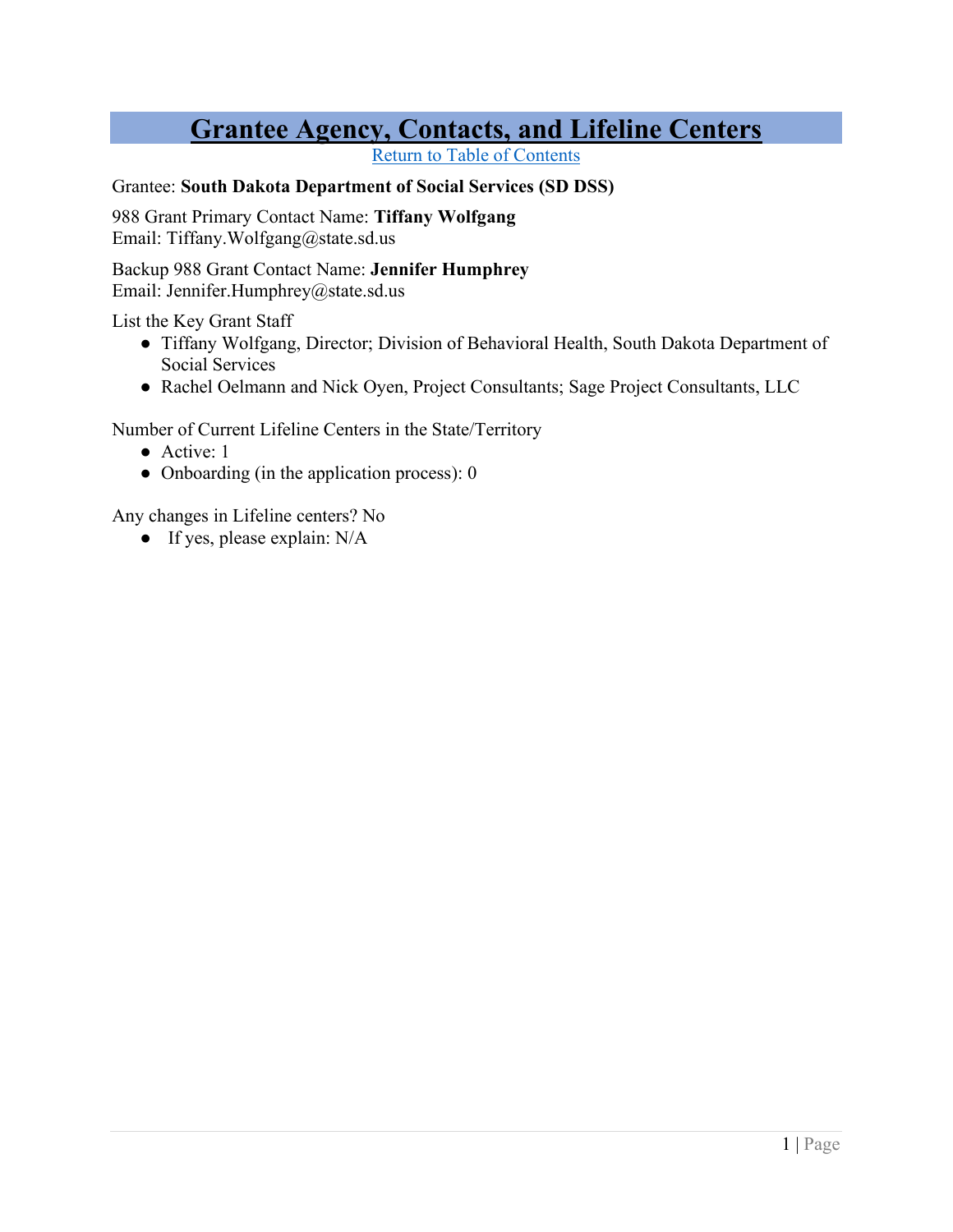# Grantee Agency, Contacts, and Lifeline Centers

[Return to Table of Contents]

Grantee: **South Dakota Department of Social Services (SD DSS)**

988 Grant Primary Contact Name: **Tiffany Wolfgang**
Email: Tiffany.Wolfgang@state.sd.us

Backup 988 Grant Contact Name: **Jennifer Humphrey**
Email: Jennifer.Humphrey@state.sd.us

List the Key Grant Staff

- Tiffany Wolfgang, Director; Division of Behavioral Health, South Dakota Department of Social Services
- Rachel Oelmann and Nick Oyen, Project Consultants; Sage Project Consultants, LLC

Number of Current Lifeline Centers in the State/Territory

- Active: 1
- Onboarding (in the application process): 0

Any changes in Lifeline centers? No

- If yes, please explain: N/A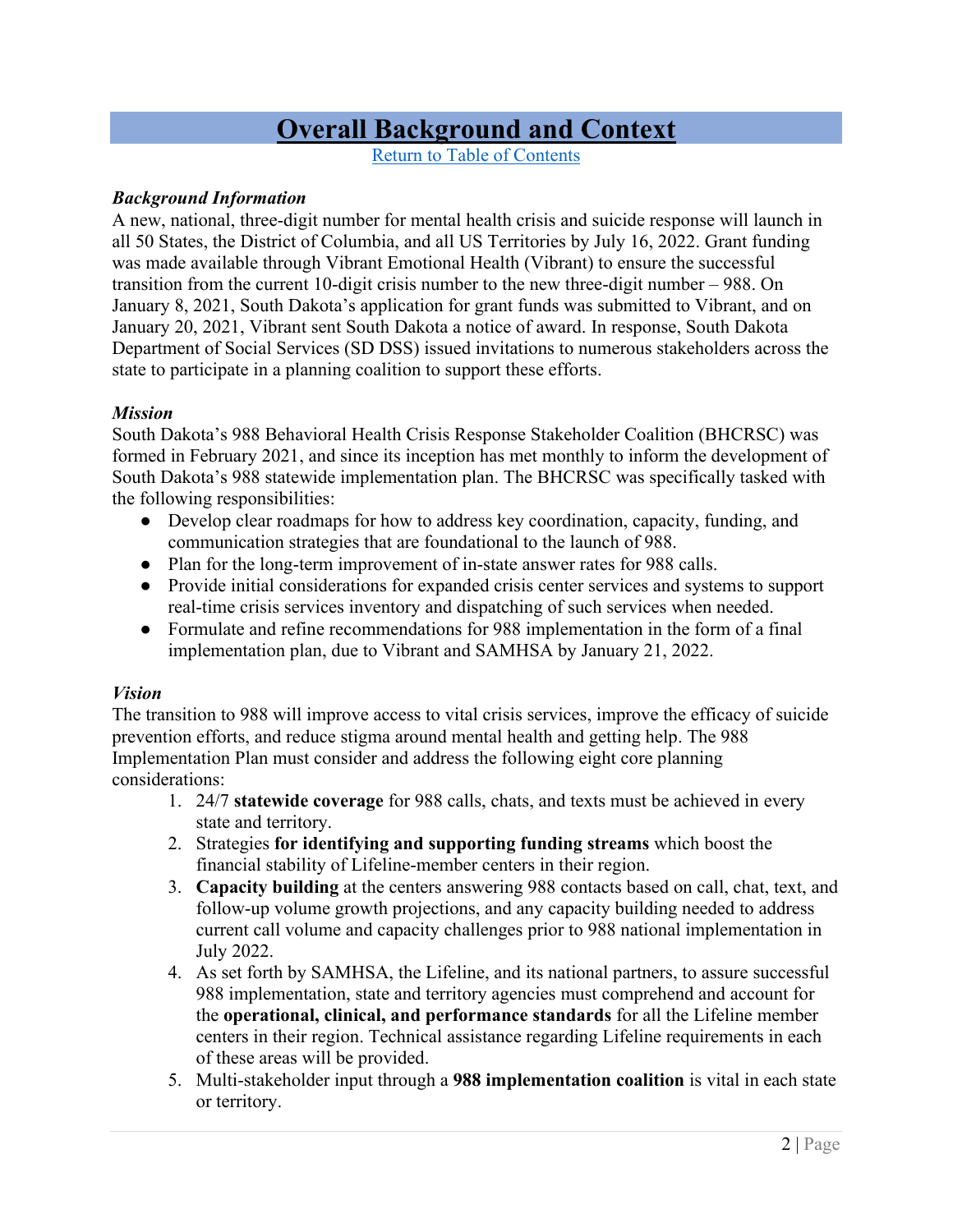# Overall Background and Context

[Return to Table of Contents](#)

***Background Information***

A new, national, three-digit number for mental health crisis and suicide response will launch in all 50 States, the District of Columbia, and all US Territories by July 16, 2022. Grant funding was made available through Vibrant Emotional Health (Vibrant) to ensure the successful transition from the current 10-digit crisis number to the new three-digit number – 988. On January 8, 2021, South Dakota's application for grant funds was submitted to Vibrant, and on January 20, 2021, Vibrant sent South Dakota a notice of award. In response, South Dakota Department of Social Services (SD DSS) issued invitations to numerous stakeholders across the state to participate in a planning coalition to support these efforts.

***Mission***

South Dakota's 988 Behavioral Health Crisis Response Stakeholder Coalition (BHCRSC) was formed in February 2021, and since its inception has met monthly to inform the development of South Dakota's 988 statewide implementation plan. The BHCRSC was specifically tasked with the following responsibilities:

- Develop clear roadmaps for how to address key coordination, capacity, funding, and communication strategies that are foundational to the launch of 988.
- Plan for the long-term improvement of in-state answer rates for 988 calls.
- Provide initial considerations for expanded crisis center services and systems to support real-time crisis services inventory and dispatching of such services when needed.
- Formulate and refine recommendations for 988 implementation in the form of a final implementation plan, due to Vibrant and SAMHSA by January 21, 2022.

***Vision***

The transition to 988 will improve access to vital crisis services, improve the efficacy of suicide prevention efforts, and reduce stigma around mental health and getting help. The 988 Implementation Plan must consider and address the following eight core planning considerations:

1. 24/7 **statewide coverage** for 988 calls, chats, and texts must be achieved in every state and territory.
2. Strategies **for identifying and supporting funding streams** which boost the financial stability of Lifeline-member centers in their region.
3. **Capacity building** at the centers answering 988 contacts based on call, chat, text, and follow-up volume growth projections, and any capacity building needed to address current call volume and capacity challenges prior to 988 national implementation in July 2022.
4. As set forth by SAMHSA, the Lifeline, and its national partners, to assure successful 988 implementation, state and territory agencies must comprehend and account for the **operational, clinical, and performance standards** for all the Lifeline member centers in their region. Technical assistance regarding Lifeline requirements in each of these areas will be provided.
5. Multi-stakeholder input through a **988 implementation coalition** is vital in each state or territory.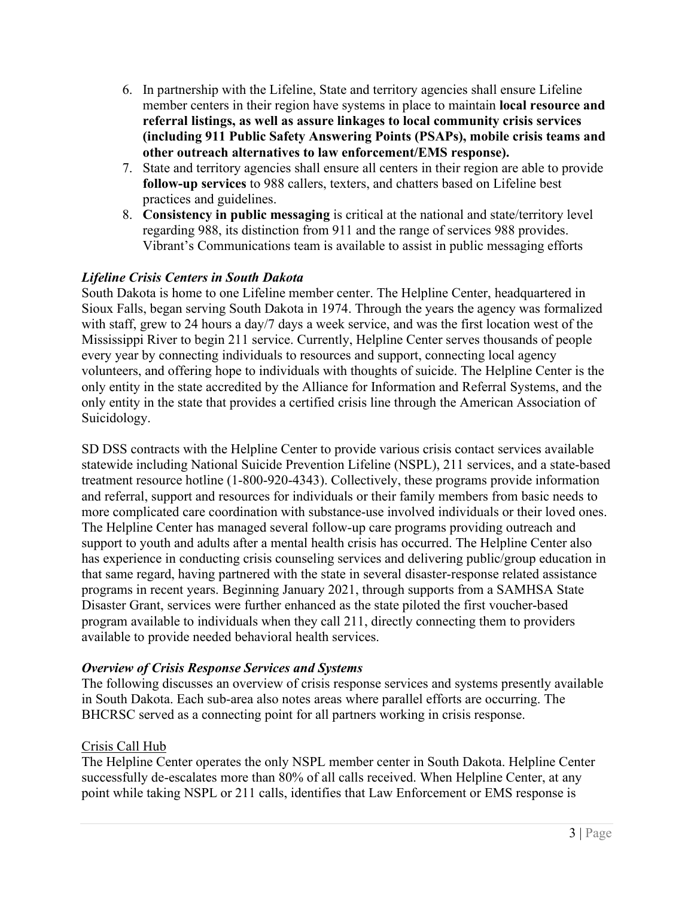6. In partnership with the Lifeline, State and territory agencies shall ensure Lifeline member centers in their region have systems in place to maintain **local resource and referral listings, as well as assure linkages to local community crisis services (including 911 Public Safety Answering Points (PSAPs), mobile crisis teams and other outreach alternatives to law enforcement/EMS response).**
7. State and territory agencies shall ensure all centers in their region are able to provide **follow-up services** to 988 callers, texters, and chatters based on Lifeline best practices and guidelines.
8. **Consistency in public messaging** is critical at the national and state/territory level regarding 988, its distinction from 911 and the range of services 988 provides. Vibrant's Communications team is available to assist in public messaging efforts

### *Lifeline Crisis Centers in South Dakota*

South Dakota is home to one Lifeline member center. The Helpline Center, headquartered in Sioux Falls, began serving South Dakota in 1974. Through the years the agency was formalized with staff, grew to 24 hours a day/7 days a week service, and was the first location west of the Mississippi River to begin 211 service. Currently, Helpline Center serves thousands of people every year by connecting individuals to resources and support, connecting local agency volunteers, and offering hope to individuals with thoughts of suicide. The Helpline Center is the only entity in the state accredited by the Alliance for Information and Referral Systems, and the only entity in the state that provides a certified crisis line through the American Association of Suicidology.

SD DSS contracts with the Helpline Center to provide various crisis contact services available statewide including National Suicide Prevention Lifeline (NSPL), 211 services, and a state-based treatment resource hotline (1-800-920-4343). Collectively, these programs provide information and referral, support and resources for individuals or their family members from basic needs to more complicated care coordination with substance-use involved individuals or their loved ones. The Helpline Center has managed several follow-up care programs providing outreach and support to youth and adults after a mental health crisis has occurred. The Helpline Center also has experience in conducting crisis counseling services and delivering public/group education in that same regard, having partnered with the state in several disaster-response related assistance programs in recent years. Beginning January 2021, through supports from a SAMHSA State Disaster Grant, services were further enhanced as the state piloted the first voucher-based program available to individuals when they call 211, directly connecting them to providers available to provide needed behavioral health services.

### *Overview of Crisis Response Services and Systems*

The following discusses an overview of crisis response services and systems presently available in South Dakota. Each sub-area also notes areas where parallel efforts are occurring. The BHCRSC served as a connecting point for all partners working in crisis response.

#### Crisis Call Hub

The Helpline Center operates the only NSPL member center in South Dakota. Helpline Center successfully de-escalates more than 80% of all calls received. When Helpline Center, at any point while taking NSPL or 211 calls, identifies that Law Enforcement or EMS response is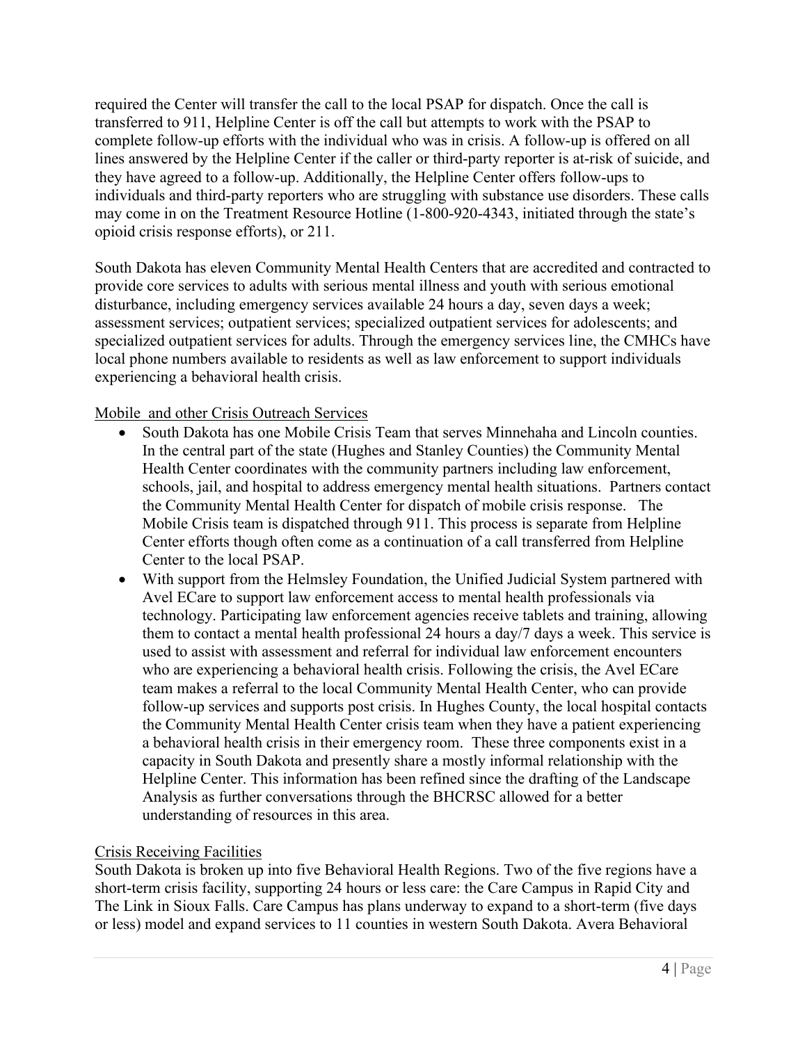required the Center will transfer the call to the local PSAP for dispatch. Once the call is transferred to 911, Helpline Center is off the call but attempts to work with the PSAP to complete follow-up efforts with the individual who was in crisis. A follow-up is offered on all lines answered by the Helpline Center if the caller or third-party reporter is at-risk of suicide, and they have agreed to a follow-up. Additionally, the Helpline Center offers follow-ups to individuals and third-party reporters who are struggling with substance use disorders. These calls may come in on the Treatment Resource Hotline (1-800-920-4343, initiated through the state's opioid crisis response efforts), or 211.

South Dakota has eleven Community Mental Health Centers that are accredited and contracted to provide core services to adults with serious mental illness and youth with serious emotional disturbance, including emergency services available 24 hours a day, seven days a week; assessment services; outpatient services; specialized outpatient services for adolescents; and specialized outpatient services for adults. Through the emergency services line, the CMHCs have local phone numbers available to residents as well as law enforcement to support individuals experiencing a behavioral health crisis.

Mobile and other Crisis Outreach Services

- South Dakota has one Mobile Crisis Team that serves Minnehaha and Lincoln counties. In the central part of the state (Hughes and Stanley Counties) the Community Mental Health Center coordinates with the community partners including law enforcement, schools, jail, and hospital to address emergency mental health situations. Partners contact the Community Mental Health Center for dispatch of mobile crisis response. The Mobile Crisis team is dispatched through 911. This process is separate from Helpline Center efforts though often come as a continuation of a call transferred from Helpline Center to the local PSAP.
- With support from the Helmsley Foundation, the Unified Judicial System partnered with Avel ECare to support law enforcement access to mental health professionals via technology. Participating law enforcement agencies receive tablets and training, allowing them to contact a mental health professional 24 hours a day/7 days a week. This service is used to assist with assessment and referral for individual law enforcement encounters who are experiencing a behavioral health crisis. Following the crisis, the Avel ECare team makes a referral to the local Community Mental Health Center, who can provide follow-up services and supports post crisis. In Hughes County, the local hospital contacts the Community Mental Health Center crisis team when they have a patient experiencing a behavioral health crisis in their emergency room. These three components exist in a capacity in South Dakota and presently share a mostly informal relationship with the Helpline Center. This information has been refined since the drafting of the Landscape Analysis as further conversations through the BHCRSC allowed for a better understanding of resources in this area.

Crisis Receiving Facilities

South Dakota is broken up into five Behavioral Health Regions. Two of the five regions have a short-term crisis facility, supporting 24 hours or less care: the Care Campus in Rapid City and The Link in Sioux Falls. Care Campus has plans underway to expand to a short-term (five days or less) model and expand services to 11 counties in western South Dakota. Avera Behavioral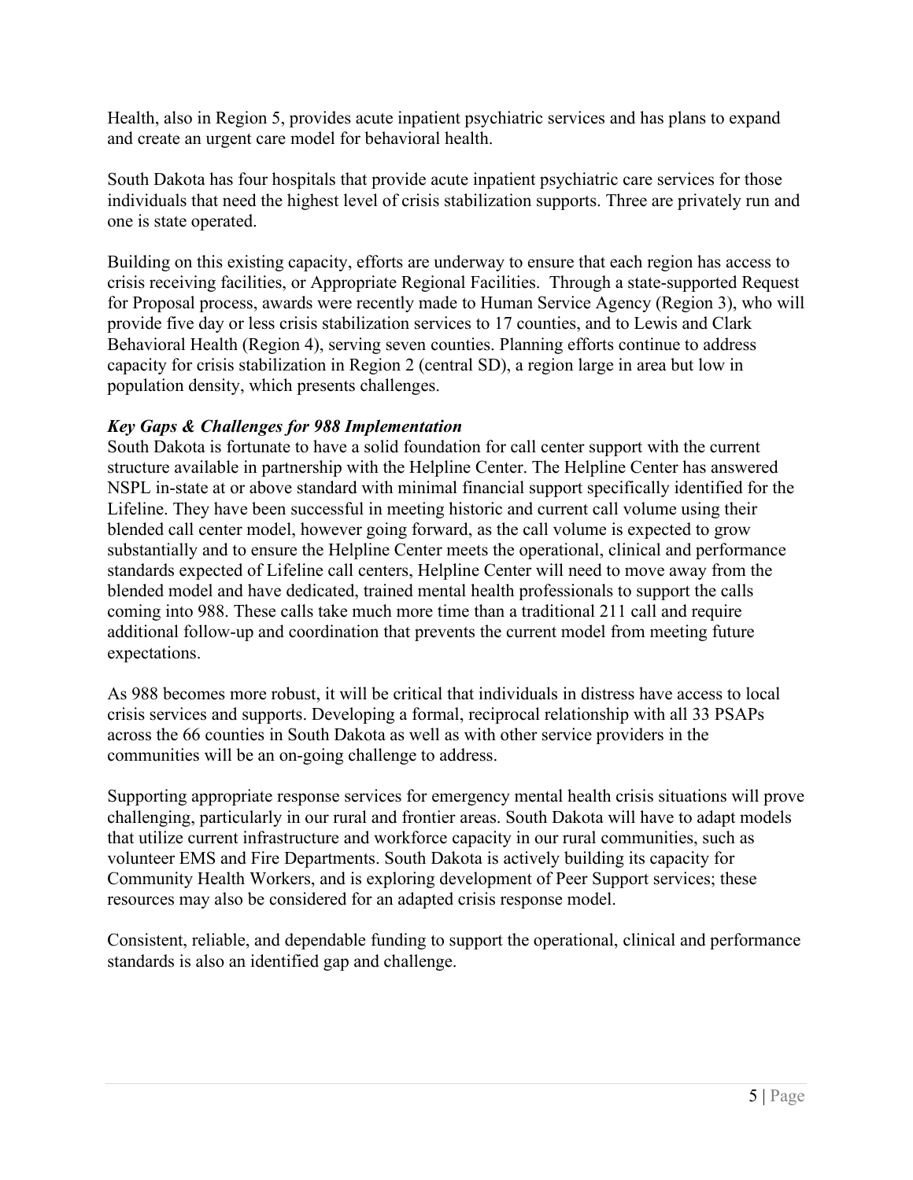Health, also in Region 5, provides acute inpatient psychiatric services and has plans to expand and create an urgent care model for behavioral health.

South Dakota has four hospitals that provide acute inpatient psychiatric care services for those individuals that need the highest level of crisis stabilization supports. Three are privately run and one is state operated.

Building on this existing capacity, efforts are underway to ensure that each region has access to crisis receiving facilities, or Appropriate Regional Facilities. Through a state-supported Request for Proposal process, awards were recently made to Human Service Agency (Region 3), who will provide five day or less crisis stabilization services to 17 counties, and to Lewis and Clark Behavioral Health (Region 4), serving seven counties. Planning efforts continue to address capacity for crisis stabilization in Region 2 (central SD), a region large in area but low in population density, which presents challenges.

***Key Gaps & Challenges for 988 Implementation***

South Dakota is fortunate to have a solid foundation for call center support with the current structure available in partnership with the Helpline Center. The Helpline Center has answered NSPL in-state at or above standard with minimal financial support specifically identified for the Lifeline. They have been successful in meeting historic and current call volume using their blended call center model, however going forward, as the call volume is expected to grow substantially and to ensure the Helpline Center meets the operational, clinical and performance standards expected of Lifeline call centers, Helpline Center will need to move away from the blended model and have dedicated, trained mental health professionals to support the calls coming into 988. These calls take much more time than a traditional 211 call and require additional follow-up and coordination that prevents the current model from meeting future expectations.

As 988 becomes more robust, it will be critical that individuals in distress have access to local crisis services and supports. Developing a formal, reciprocal relationship with all 33 PSAPs across the 66 counties in South Dakota as well as with other service providers in the communities will be an on-going challenge to address.

Supporting appropriate response services for emergency mental health crisis situations will prove challenging, particularly in our rural and frontier areas. South Dakota will have to adapt models that utilize current infrastructure and workforce capacity in our rural communities, such as volunteer EMS and Fire Departments. South Dakota is actively building its capacity for Community Health Workers, and is exploring development of Peer Support services; these resources may also be considered for an adapted crisis response model.

Consistent, reliable, and dependable funding to support the operational, clinical and performance standards is also an identified gap and challenge.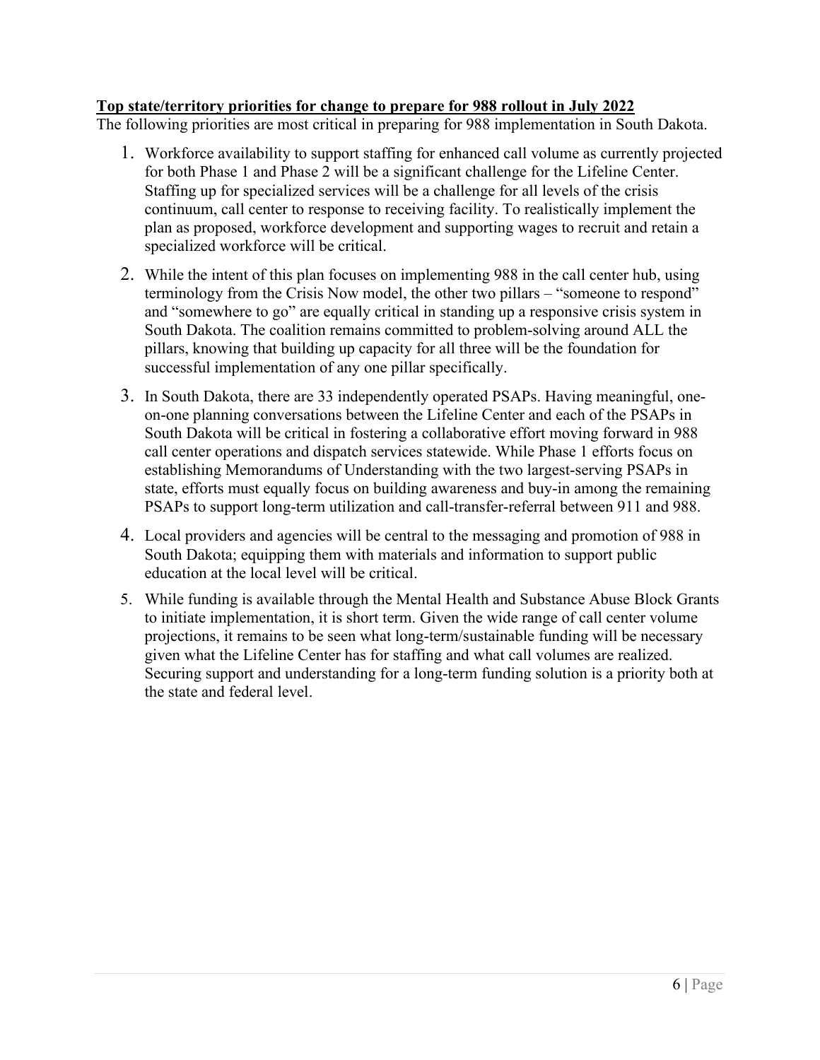**Top state/territory priorities for change to prepare for 988 rollout in July 2022**

The following priorities are most critical in preparing for 988 implementation in South Dakota.

1. Workforce availability to support staffing for enhanced call volume as currently projected for both Phase 1 and Phase 2 will be a significant challenge for the Lifeline Center. Staffing up for specialized services will be a challenge for all levels of the crisis continuum, call center to response to receiving facility. To realistically implement the plan as proposed, workforce development and supporting wages to recruit and retain a specialized workforce will be critical.
2. While the intent of this plan focuses on implementing 988 in the call center hub, using terminology from the Crisis Now model, the other two pillars – "someone to respond" and "somewhere to go" are equally critical in standing up a responsive crisis system in South Dakota. The coalition remains committed to problem-solving around ALL the pillars, knowing that building up capacity for all three will be the foundation for successful implementation of any one pillar specifically.
3. In South Dakota, there are 33 independently operated PSAPs. Having meaningful, one-on-one planning conversations between the Lifeline Center and each of the PSAPs in South Dakota will be critical in fostering a collaborative effort moving forward in 988 call center operations and dispatch services statewide. While Phase 1 efforts focus on establishing Memorandums of Understanding with the two largest-serving PSAPs in state, efforts must equally focus on building awareness and buy-in among the remaining PSAPs to support long-term utilization and call-transfer-referral between 911 and 988.
4. Local providers and agencies will be central to the messaging and promotion of 988 in South Dakota; equipping them with materials and information to support public education at the local level will be critical.
5. While funding is available through the Mental Health and Substance Abuse Block Grants to initiate implementation, it is short term. Given the wide range of call center volume projections, it remains to be seen what long-term/sustainable funding will be necessary given what the Lifeline Center has for staffing and what call volumes are realized. Securing support and understanding for a long-term funding solution is a priority both at the state and federal level.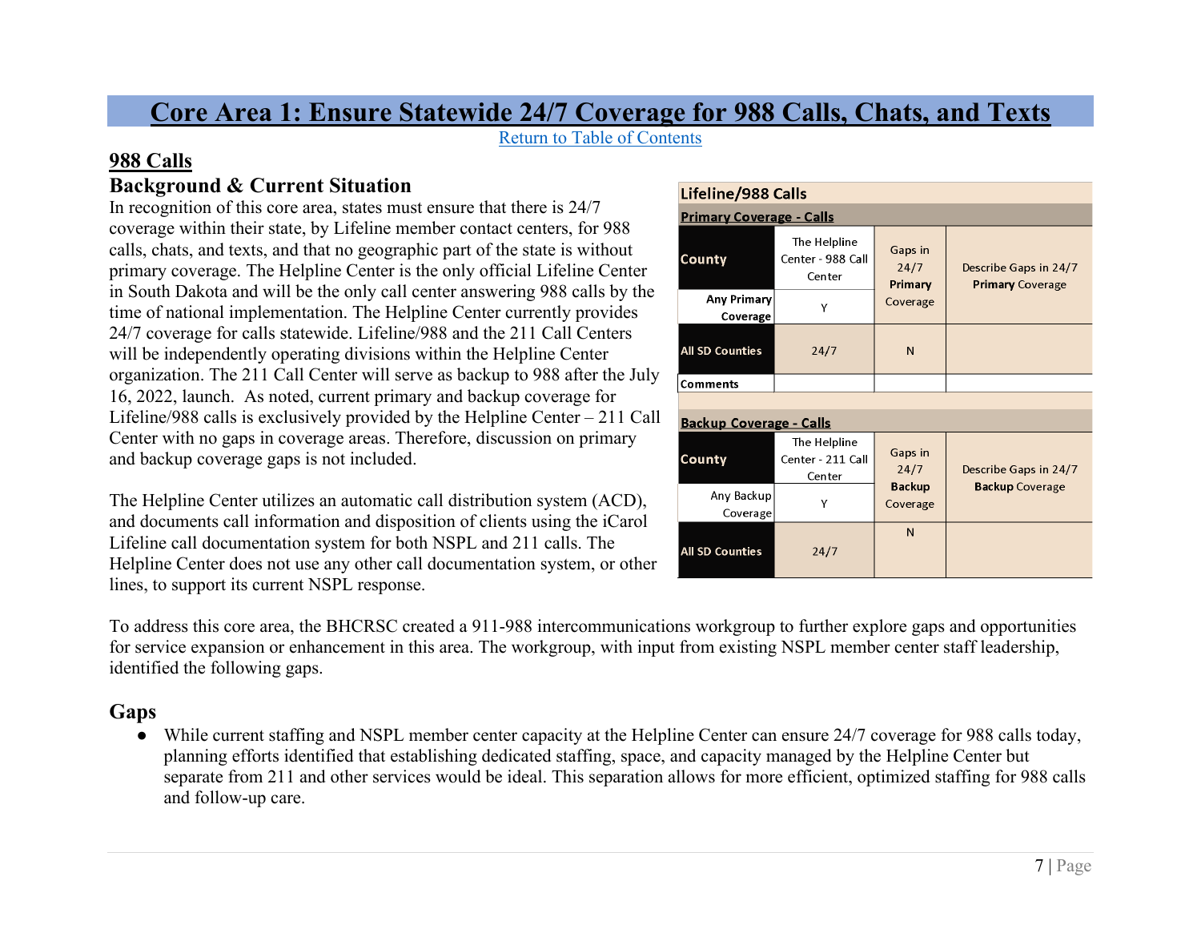# Core Area 1: Ensure Statewide 24/7 Coverage for 988 Calls, Chats, and Texts

Return to Table of Contents

## 988 Calls

### Background & Current Situation

In recognition of this core area, states must ensure that there is 24/7 coverage within their state, by Lifeline member contact centers, for 988 calls, chats, and texts, and that no geographic part of the state is without primary coverage. The Helpline Center is the only official Lifeline Center in South Dakota and will be the only call center answering 988 calls by the time of national implementation. The Helpline Center currently provides 24/7 coverage for calls statewide. Lifeline/988 and the 211 Call Centers will be independently operating divisions within the Helpline Center organization. The 211 Call Center will serve as backup to 988 after the July 16, 2022, launch. As noted, current primary and backup coverage for Lifeline/988 calls is exclusively provided by the Helpline Center – 211 Call Center with no gaps in coverage areas. Therefore, discussion on primary and backup coverage gaps is not included.

**Lifeline/988 Calls**

**Primary Coverage - Calls**

| County | The Helpline Center - 988 Call Center | Gaps in 24/7 **Primary** Coverage | Describe Gaps in 24/7 **Primary** Coverage |
|---|---|---|---|
| Any Primary Coverage | Y | | |
| All SD Counties | 24/7 | N | |
| Comments | | | |

**Backup Coverage - Calls**

| County | The Helpline Center - 211 Call Center | Gaps in 24/7 **Backup** Coverage | Describe Gaps in 24/7 **Backup** Coverage |
|---|---|---|---|
| Any Backup Coverage | Y | | |
| All SD Counties | 24/7 | N | |

The Helpline Center utilizes an automatic call distribution system (ACD), and documents call information and disposition of clients using the iCarol Lifeline call documentation system for both NSPL and 211 calls. The Helpline Center does not use any other call documentation system, or other lines, to support its current NSPL response.

To address this core area, the BHCRSC created a 911-988 intercommunications workgroup to further explore gaps and opportunities for service expansion or enhancement in this area. The workgroup, with input from existing NSPL member center staff leadership, identified the following gaps.

### Gaps

- While current staffing and NSPL member center capacity at the Helpline Center can ensure 24/7 coverage for 988 calls today, planning efforts identified that establishing dedicated staffing, space, and capacity managed by the Helpline Center but separate from 211 and other services would be ideal. This separation allows for more efficient, optimized staffing for 988 calls and follow-up care.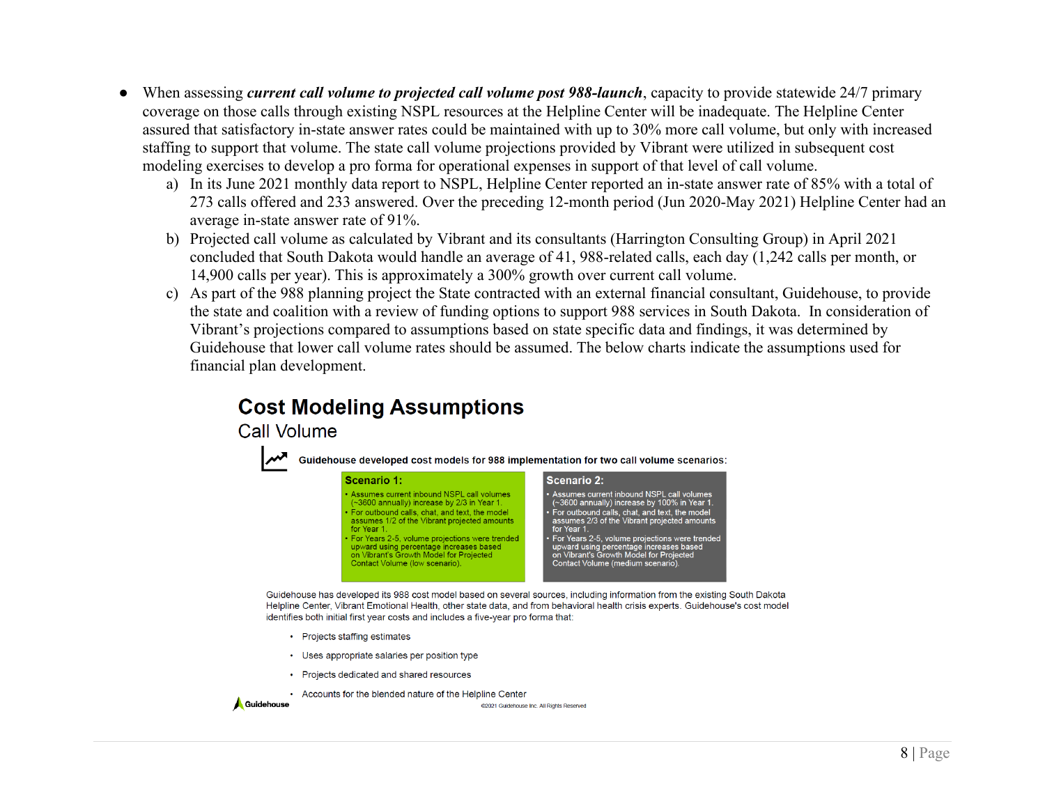- When assessing ***current call volume to projected call volume post 988-launch***, capacity to provide statewide 24/7 primary coverage on those calls through existing NSPL resources at the Helpline Center will be inadequate. The Helpline Center assured that satisfactory in-state answer rates could be maintained with up to 30% more call volume, but only with increased staffing to support that volume. The state call volume projections provided by Vibrant were utilized in subsequent cost modeling exercises to develop a pro forma for operational expenses in support of that level of call volume.
  a) In its June 2021 monthly data report to NSPL, Helpline Center reported an in-state answer rate of 85% with a total of 273 calls offered and 233 answered. Over the preceding 12-month period (Jun 2020-May 2021) Helpline Center had an average in-state answer rate of 91%.
  b) Projected call volume as calculated by Vibrant and its consultants (Harrington Consulting Group) in April 2021 concluded that South Dakota would handle an average of 41, 988-related calls, each day (1,242 calls per month, or 14,900 calls per year). This is approximately a 300% growth over current call volume.
  c) As part of the 988 planning project the State contracted with an external financial consultant, Guidehouse, to provide the state and coalition with a review of funding options to support 988 services in South Dakota. In consideration of Vibrant's projections compared to assumptions based on state specific data and findings, it was determined by Guidehouse that lower call volume rates should be assumed. The below charts indicate the assumptions used for financial plan development.

## Cost Modeling Assumptions

### Call Volume

**Guidehouse developed cost models for 988 implementation for two call volume scenarios:**

| Scenario 1: | Scenario 2: |
|---|---|
| • Assumes current inbound NSPL call volumes (~3600 annually) increase by 2/3 in Year 1.<br>• For outbound calls, chat, and text, the model assumes 1/2 of the Vibrant projected amounts for Year 1.<br>• For Years 2-5, volume projections were trended upward using percentage increases based on Vibrant's Growth Model for Projected Contact Volume (low scenario). | • Assumes current inbound NSPL call volumes (~3600 annually) increase by 100% in Year 1.<br>• For outbound calls, chat, and text, the model assumes 2/3 of the Vibrant projected amounts for Year 1.<br>• For Years 2-5, volume projections were trended upward using percentage increases based on Vibrant's Growth Model for Projected Contact Volume (medium scenario). |

Guidehouse has developed its 988 cost model based on several sources, including information from the existing South Dakota Helpline Center, Vibrant Emotional Health, other state data, and from behavioral health crisis experts. Guidehouse's cost model identifies both initial first year costs and includes a five-year pro forma that:

- Projects staffing estimates
- Uses appropriate salaries per position type
- Projects dedicated and shared resources
- Accounts for the blended nature of the Helpline Center

Guidehouse ©2021 Guidehouse Inc. All Rights Reserved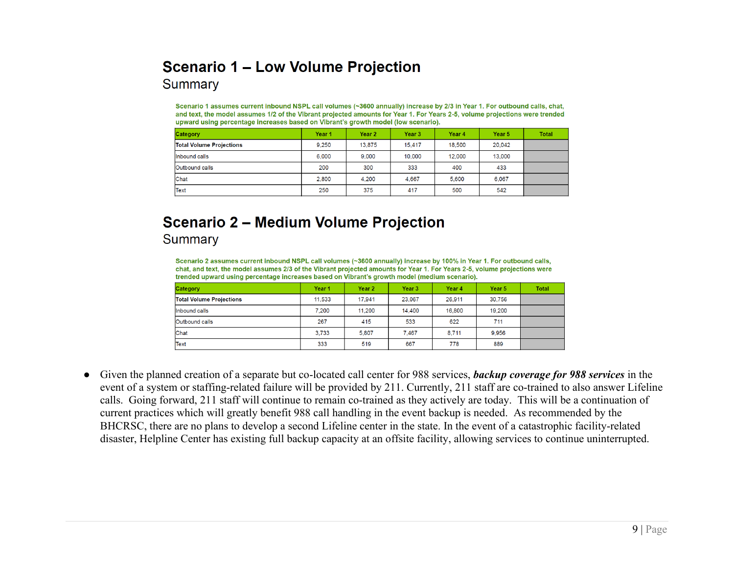## Scenario 1 – Low Volume Projection

### Summary

**Scenario 1 assumes current inbound NSPL call volumes (~3600 annually) increase by 2/3 in Year 1. For outbound calls, chat, and text, the model assumes 1/2 of the Vibrant projected amounts for Year 1. For Years 2-5, volume projections were trended upward using percentage increases based on Vibrant's growth model (low scenario).**

| Category | Year 1 | Year 2 | Year 3 | Year 4 | Year 5 | Total |
|---|---|---|---|---|---|---|
| **Total Volume Projections** | 9,250 | 13,875 | 15,417 | 18,500 | 20,042 | |
| Inbound calls | 6,000 | 9,000 | 10,000 | 12,000 | 13,000 | |
| Outbound calls | 200 | 300 | 333 | 400 | 433 | |
| Chat | 2,800 | 4,200 | 4,667 | 5,600 | 6,067 | |
| Text | 250 | 375 | 417 | 500 | 542 | |

## Scenario 2 – Medium Volume Projection

### Summary

**Scenario 2 assumes current inbound NSPL call volumes (~3600 annually) increase by 100% in Year 1. For outbound calls, chat, and text, the model assumes 2/3 of the Vibrant projected amounts for Year 1. For Years 2-5, volume projections were trended upward using percentage increases based on Vibrant's growth model (medium scenario).**

| Category | Year 1 | Year 2 | Year 3 | Year 4 | Year 5 | Total |
|---|---|---|---|---|---|---|
| **Total Volume Projections** | 11,533 | 17,941 | 23,067 | 26,911 | 30,756 | |
| Inbound calls | 7,200 | 11,200 | 14,400 | 16,800 | 19,200 | |
| Outbound calls | 267 | 415 | 533 | 622 | 711 | |
| Chat | 3,733 | 5,807 | 7,467 | 8,711 | 9,956 | |
| Text | 333 | 519 | 667 | 778 | 889 | |

- Given the planned creation of a separate but co-located call center for 988 services, ***backup coverage for 988 services*** in the event of a system or staffing-related failure will be provided by 211. Currently, 211 staff are co-trained to also answer Lifeline calls. Going forward, 211 staff will continue to remain co-trained as they actively are today. This will be a continuation of current practices which will greatly benefit 988 call handling in the event backup is needed. As recommended by the BHCRSC, there are no plans to develop a second Lifeline center in the state. In the event of a catastrophic facility-related disaster, Helpline Center has existing full backup capacity at an offsite facility, allowing services to continue uninterrupted.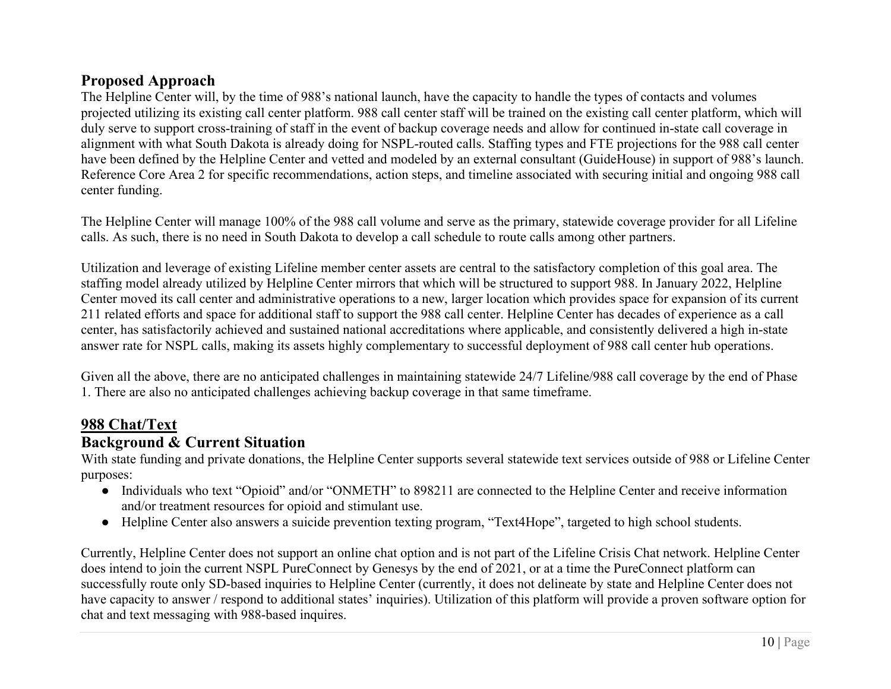## Proposed Approach

The Helpline Center will, by the time of 988's national launch, have the capacity to handle the types of contacts and volumes projected utilizing its existing call center platform. 988 call center staff will be trained on the existing call center platform, which will duly serve to support cross-training of staff in the event of backup coverage needs and allow for continued in-state call coverage in alignment with what South Dakota is already doing for NSPL-routed calls. Staffing types and FTE projections for the 988 call center have been defined by the Helpline Center and vetted and modeled by an external consultant (GuideHouse) in support of 988's launch. Reference Core Area 2 for specific recommendations, action steps, and timeline associated with securing initial and ongoing 988 call center funding.

The Helpline Center will manage 100% of the 988 call volume and serve as the primary, statewide coverage provider for all Lifeline calls. As such, there is no need in South Dakota to develop a call schedule to route calls among other partners.

Utilization and leverage of existing Lifeline member center assets are central to the satisfactory completion of this goal area. The staffing model already utilized by Helpline Center mirrors that which will be structured to support 988. In January 2022, Helpline Center moved its call center and administrative operations to a new, larger location which provides space for expansion of its current 211 related efforts and space for additional staff to support the 988 call center. Helpline Center has decades of experience as a call center, has satisfactorily achieved and sustained national accreditations where applicable, and consistently delivered a high in-state answer rate for NSPL calls, making its assets highly complementary to successful deployment of 988 call center hub operations.

Given all the above, there are no anticipated challenges in maintaining statewide 24/7 Lifeline/988 call coverage by the end of Phase 1. There are also no anticipated challenges achieving backup coverage in that same timeframe.

## 988 Chat/Text

## Background & Current Situation

With state funding and private donations, the Helpline Center supports several statewide text services outside of 988 or Lifeline Center purposes:

- Individuals who text "Opioid" and/or "ONMETH" to 898211 are connected to the Helpline Center and receive information and/or treatment resources for opioid and stimulant use.
- Helpline Center also answers a suicide prevention texting program, "Text4Hope", targeted to high school students.

Currently, Helpline Center does not support an online chat option and is not part of the Lifeline Crisis Chat network. Helpline Center does intend to join the current NSPL PureConnect by Genesys by the end of 2021, or at a time the PureConnect platform can successfully route only SD-based inquiries to Helpline Center (currently, it does not delineate by state and Helpline Center does not have capacity to answer / respond to additional states' inquiries). Utilization of this platform will provide a proven software option for chat and text messaging with 988-based inquires.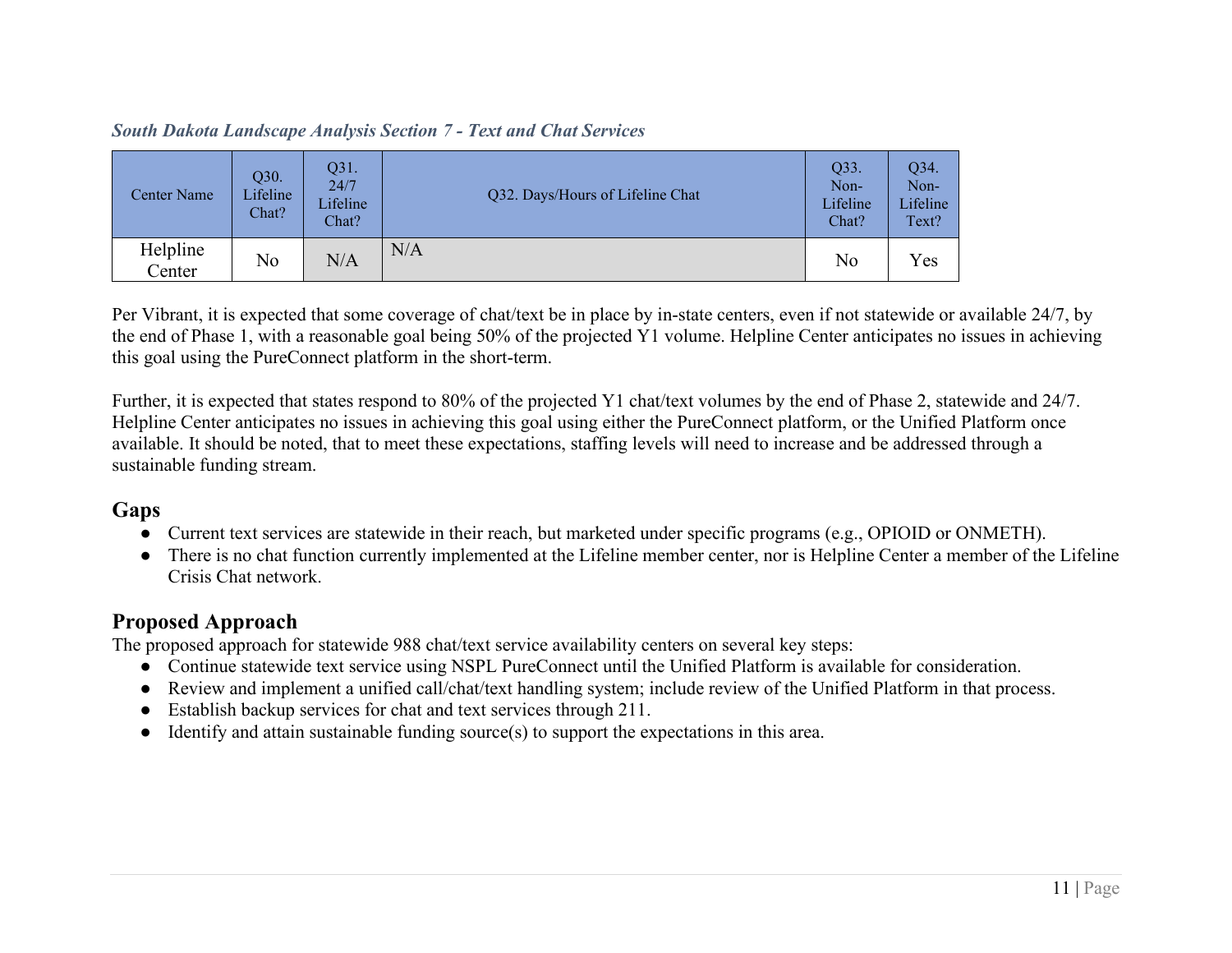*South Dakota Landscape Analysis Section 7 - Text and Chat Services*

| Center Name | Q30. Lifeline Chat? | Q31. 24/7 Lifeline Chat? | Q32. Days/Hours of Lifeline Chat | Q33. Non-Lifeline Chat? | Q34. Non-Lifeline Text? |
|---|---|---|---|---|---|
| Helpline Center | No | N/A | N/A | No | Yes |

Per Vibrant, it is expected that some coverage of chat/text be in place by in-state centers, even if not statewide or available 24/7, by the end of Phase 1, with a reasonable goal being 50% of the projected Y1 volume. Helpline Center anticipates no issues in achieving this goal using the PureConnect platform in the short-term.

Further, it is expected that states respond to 80% of the projected Y1 chat/text volumes by the end of Phase 2, statewide and 24/7. Helpline Center anticipates no issues in achieving this goal using either the PureConnect platform, or the Unified Platform once available. It should be noted, that to meet these expectations, staffing levels will need to increase and be addressed through a sustainable funding stream.

## Gaps

- Current text services are statewide in their reach, but marketed under specific programs (e.g., OPIOID or ONMETH).
- There is no chat function currently implemented at the Lifeline member center, nor is Helpline Center a member of the Lifeline Crisis Chat network.

## Proposed Approach

The proposed approach for statewide 988 chat/text service availability centers on several key steps:

- Continue statewide text service using NSPL PureConnect until the Unified Platform is available for consideration.
- Review and implement a unified call/chat/text handling system; include review of the Unified Platform in that process.
- Establish backup services for chat and text services through 211.
- Identify and attain sustainable funding source(s) to support the expectations in this area.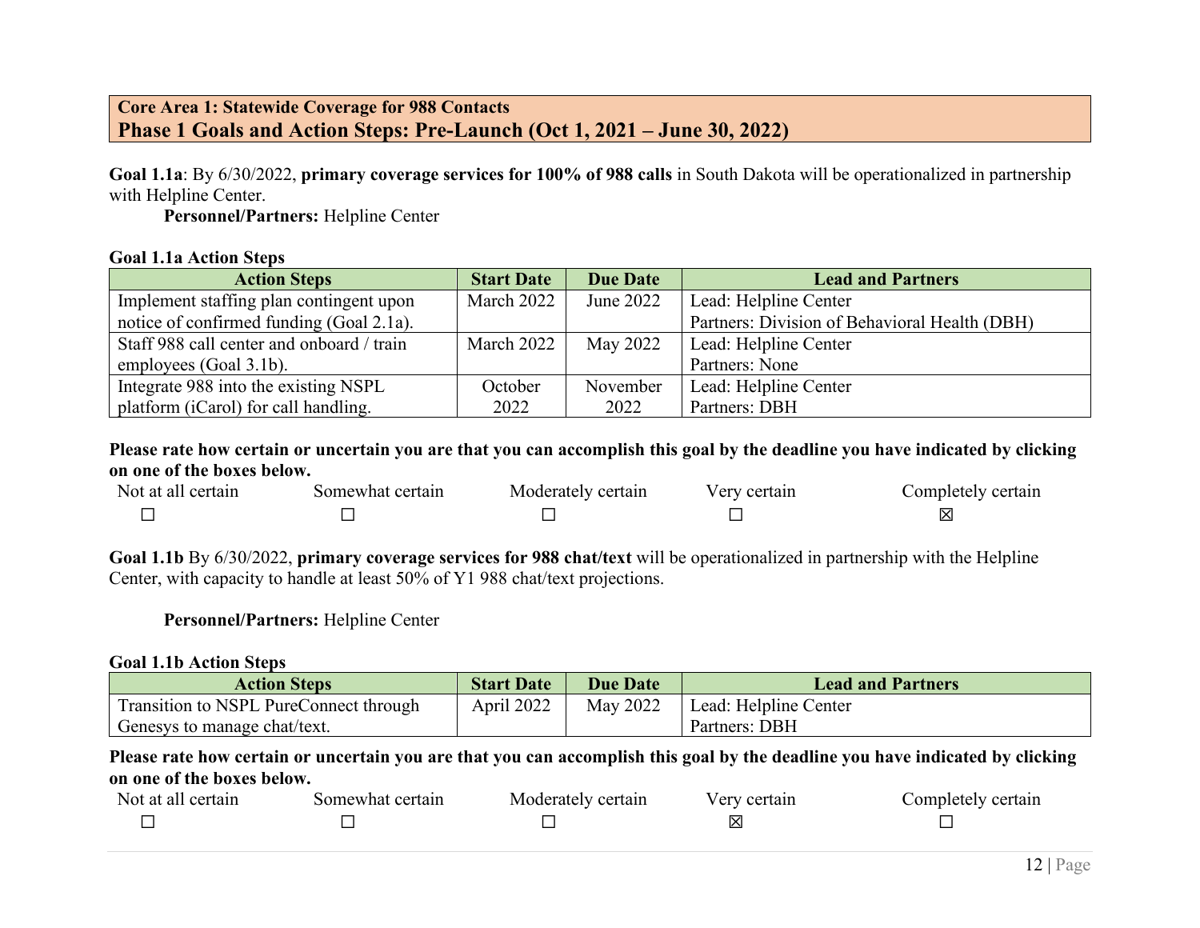## Core Area 1: Statewide Coverage for 988 Contacts
## Phase 1 Goals and Action Steps: Pre-Launch (Oct 1, 2021 – June 30, 2022)

**Goal 1.1a**: By 6/30/2022, **primary coverage services for 100% of 988 calls** in South Dakota will be operationalized in partnership with Helpline Center.

**Personnel/Partners:** Helpline Center

**Goal 1.1a Action Steps**

| Action Steps | Start Date | Due Date | Lead and Partners |
|---|---|---|---|
| Implement staffing plan contingent upon notice of confirmed funding (Goal 2.1a). | March 2022 | June 2022 | Lead: Helpline Center<br>Partners: Division of Behavioral Health (DBH) |
| Staff 988 call center and onboard / train employees (Goal 3.1b). | March 2022 | May 2022 | Lead: Helpline Center<br>Partners: None |
| Integrate 988 into the existing NSPL platform (iCarol) for call handling. | October 2022 | November 2022 | Lead: Helpline Center<br>Partners: DBH |

**Please rate how certain or uncertain you are that you can accomplish this goal by the deadline you have indicated by clicking on one of the boxes below.**

| Not at all certain | Somewhat certain | Moderately certain | Very certain | Completely certain |
|---|---|---|---|---|
| ☐ | ☐ | ☐ | ☐ | ☒ |

**Goal 1.1b** By 6/30/2022, **primary coverage services for 988 chat/text** will be operationalized in partnership with the Helpline Center, with capacity to handle at least 50% of Y1 988 chat/text projections.

**Personnel/Partners:** Helpline Center

**Goal 1.1b Action Steps**

| Action Steps | Start Date | Due Date | Lead and Partners |
|---|---|---|---|
| Transition to NSPL PureConnect through Genesys to manage chat/text. | April 2022 | May 2022 | Lead: Helpline Center<br>Partners: DBH |

**Please rate how certain or uncertain you are that you can accomplish this goal by the deadline you have indicated by clicking on one of the boxes below.**

| Not at all certain | Somewhat certain | Moderately certain | Very certain | Completely certain |
|---|---|---|---|---|
| ☐ | ☐ | ☐ | ☒ | ☐ |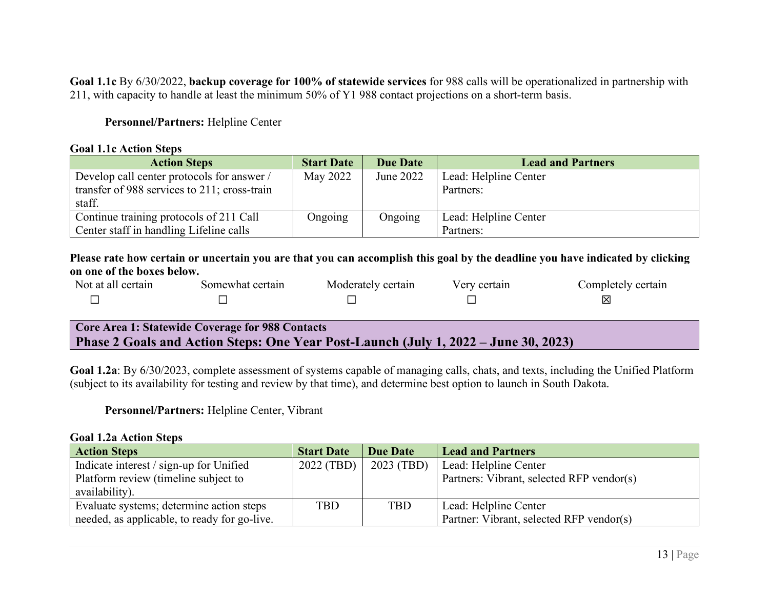**Goal 1.1c** By 6/30/2022, **backup coverage for 100% of statewide services** for 988 calls will be operationalized in partnership with 211, with capacity to handle at least the minimum 50% of Y1 988 contact projections on a short-term basis.

**Personnel/Partners:** Helpline Center

**Goal 1.1c Action Steps**

| Action Steps | Start Date | Due Date | Lead and Partners |
|---|---|---|---|
| Develop call center protocols for answer / transfer of 988 services to 211; cross-train staff. | May 2022 | June 2022 | Lead: Helpline Center<br>Partners: |
| Continue training protocols of 211 Call Center staff in handling Lifeline calls | Ongoing | Ongoing | Lead: Helpline Center<br>Partners: |

**Please rate how certain or uncertain you are that you can accomplish this goal by the deadline you have indicated by clicking on one of the boxes below.**

| Not at all certain | Somewhat certain | Moderately certain | Very certain | Completely certain |
|---|---|---|---|---|
| ☐ | ☐ | ☐ | ☐ | ☒ |

**Core Area 1: Statewide Coverage for 988 Contacts**

## Phase 2 Goals and Action Steps: One Year Post-Launch (July 1, 2022 – June 30, 2023)

**Goal 1.2a**: By 6/30/2023, complete assessment of systems capable of managing calls, chats, and texts, including the Unified Platform (subject to its availability for testing and review by that time), and determine best option to launch in South Dakota.

**Personnel/Partners:** Helpline Center, Vibrant

**Goal 1.2a Action Steps**

| Action Steps | Start Date | Due Date | Lead and Partners |
|---|---|---|---|
| Indicate interest / sign-up for Unified Platform review (timeline subject to availability). | 2022 (TBD) | 2023 (TBD) | Lead: Helpline Center<br>Partners: Vibrant, selected RFP vendor(s) |
| Evaluate systems; determine action steps needed, as applicable, to ready for go-live. | TBD | TBD | Lead: Helpline Center<br>Partner: Vibrant, selected RFP vendor(s) |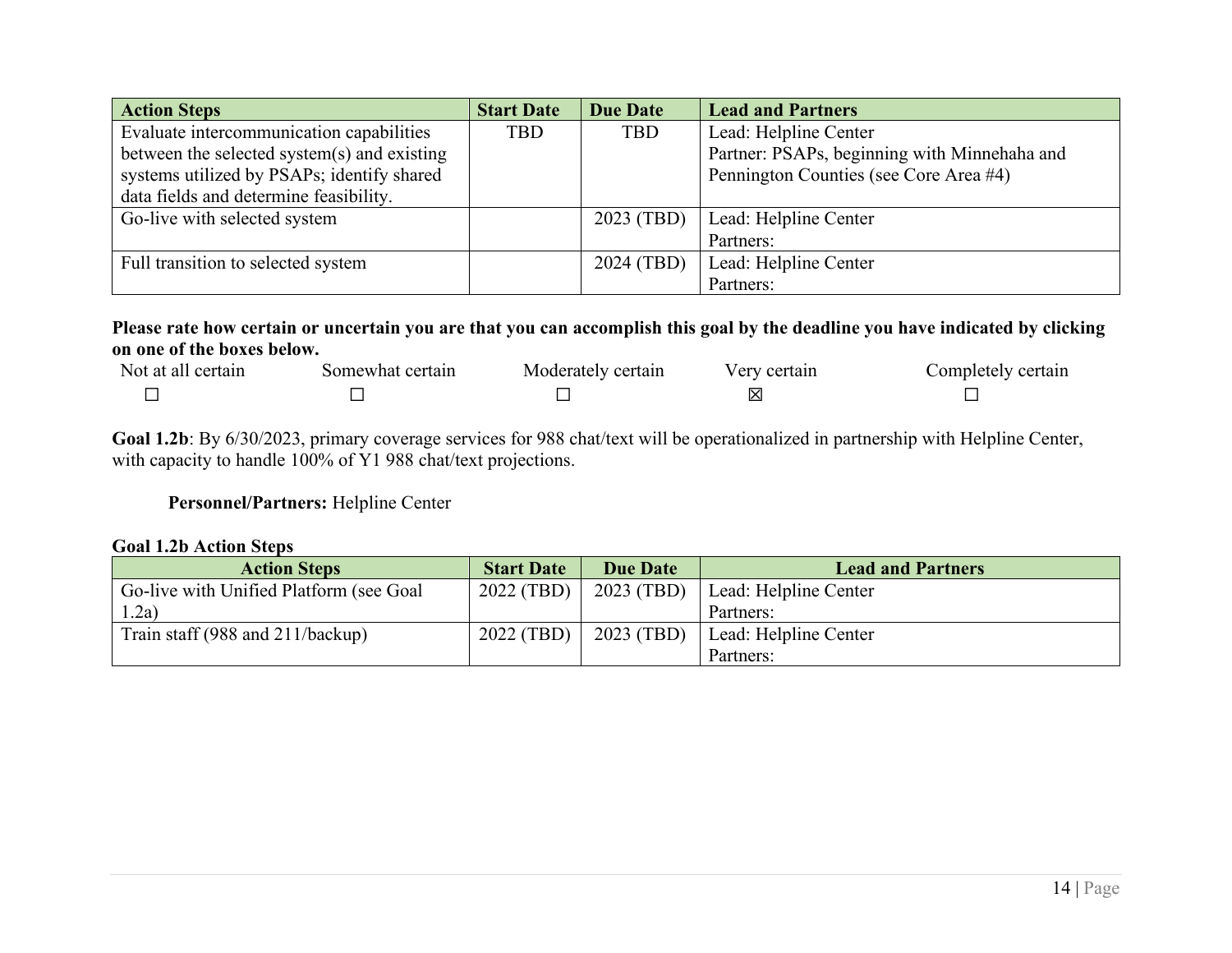| Action Steps | Start Date | Due Date | Lead and Partners |
|---|---|---|---|
| Evaluate intercommunication capabilities between the selected system(s) and existing systems utilized by PSAPs; identify shared data fields and determine feasibility. | TBD | TBD | Lead: Helpline Center<br>Partner: PSAPs, beginning with Minnehaha and Pennington Counties (see Core Area #4) |
| Go-live with selected system | | 2023 (TBD) | Lead: Helpline Center<br>Partners: |
| Full transition to selected system | | 2024 (TBD) | Lead: Helpline Center<br>Partners: |

**Please rate how certain or uncertain you are that you can accomplish this goal by the deadline you have indicated by clicking on one of the boxes below.**

| Not at all certain | Somewhat certain | Moderately certain | Very certain | Completely certain |
|---|---|---|---|---|
| ☐ | ☐ | ☐ | ☒ | ☐ |

**Goal 1.2b**: By 6/30/2023, primary coverage services for 988 chat/text will be operationalized in partnership with Helpline Center, with capacity to handle 100% of Y1 988 chat/text projections.

**Personnel/Partners:** Helpline Center

**Goal 1.2b Action Steps**

| Action Steps | Start Date | Due Date | Lead and Partners |
|---|---|---|---|
| Go-live with Unified Platform (see Goal 1.2a) | 2022 (TBD) | 2023 (TBD) | Lead: Helpline Center<br>Partners: |
| Train staff (988 and 211/backup) | 2022 (TBD) | 2023 (TBD) | Lead: Helpline Center<br>Partners: |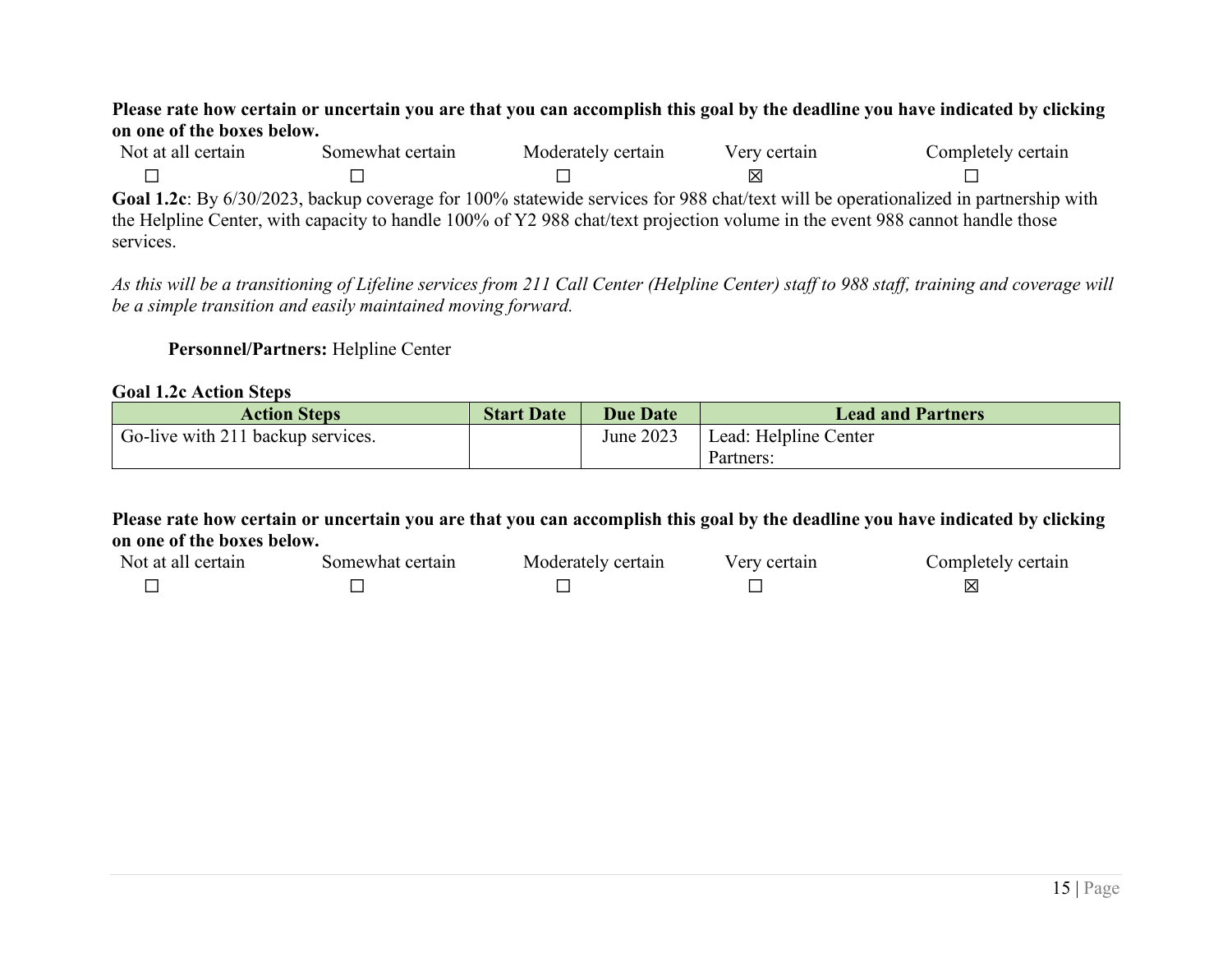**Please rate how certain or uncertain you are that you can accomplish this goal by the deadline you have indicated by clicking on one of the boxes below.**

| Not at all certain | Somewhat certain | Moderately certain | Very certain | Completely certain |
|---|---|---|---|---|
| ☐ | ☐ | ☐ | ☒ | ☐ |

**Goal 1.2c**: By 6/30/2023, backup coverage for 100% statewide services for 988 chat/text will be operationalized in partnership with the Helpline Center, with capacity to handle 100% of Y2 988 chat/text projection volume in the event 988 cannot handle those services.

*As this will be a transitioning of Lifeline services from 211 Call Center (Helpline Center) staff to 988 staff, training and coverage will be a simple transition and easily maintained moving forward.*

**Personnel/Partners:** Helpline Center

**Goal 1.2c Action Steps**

| Action Steps | Start Date | Due Date | Lead and Partners |
|---|---|---|---|
| Go-live with 211 backup services. | | June 2023 | Lead: Helpline Center<br>Partners: |

**Please rate how certain or uncertain you are that you can accomplish this goal by the deadline you have indicated by clicking on one of the boxes below.**

| Not at all certain | Somewhat certain | Moderately certain | Very certain | Completely certain |
|---|---|---|---|---|
| ☐ | ☐ | ☐ | ☐ | ☒ |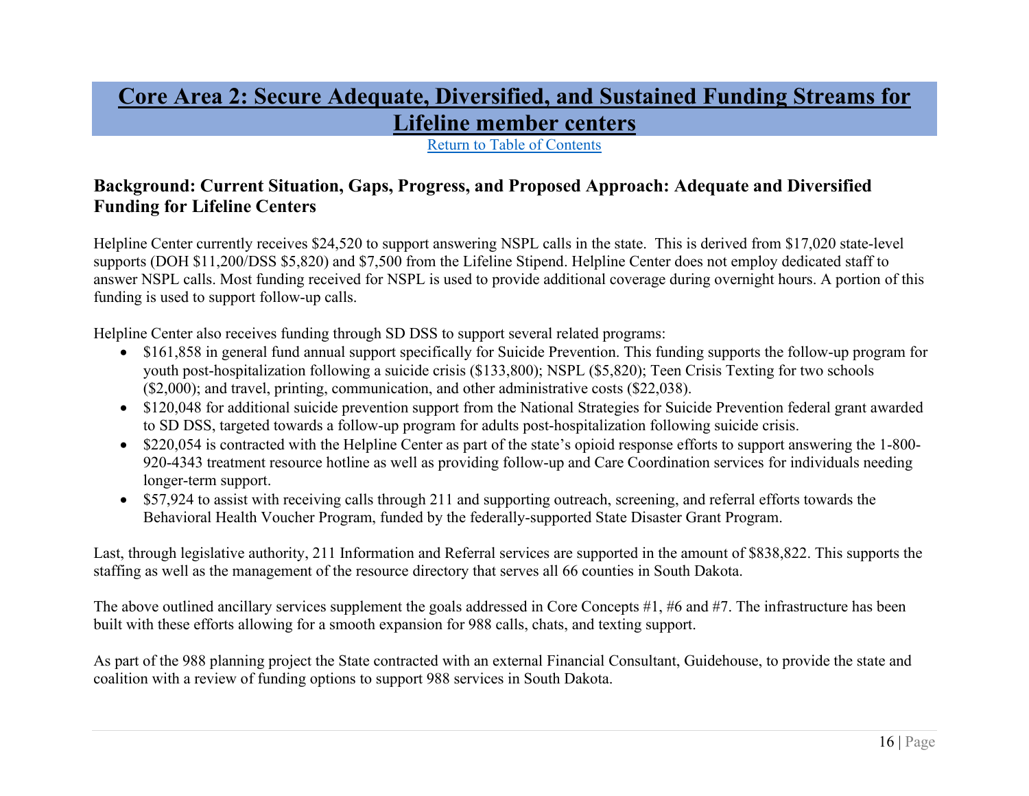# Core Area 2: Secure Adequate, Diversified, and Sustained Funding Streams for Lifeline member centers

Return to Table of Contents

## Background: Current Situation, Gaps, Progress, and Proposed Approach: Adequate and Diversified Funding for Lifeline Centers

Helpline Center currently receives $24,520 to support answering NSPL calls in the state. This is derived from $17,020 state-level supports (DOH $11,200/DSS $5,820) and $7,500 from the Lifeline Stipend. Helpline Center does not employ dedicated staff to answer NSPL calls. Most funding received for NSPL is used to provide additional coverage during overnight hours. A portion of this funding is used to support follow-up calls.

Helpline Center also receives funding through SD DSS to support several related programs:

- $161,858 in general fund annual support specifically for Suicide Prevention. This funding supports the follow-up program for youth post-hospitalization following a suicide crisis ($133,800); NSPL ($5,820); Teen Crisis Texting for two schools ($2,000); and travel, printing, communication, and other administrative costs ($22,038).
- $120,048 for additional suicide prevention support from the National Strategies for Suicide Prevention federal grant awarded to SD DSS, targeted towards a follow-up program for adults post-hospitalization following suicide crisis.
- $220,054 is contracted with the Helpline Center as part of the state's opioid response efforts to support answering the 1-800-920-4343 treatment resource hotline as well as providing follow-up and Care Coordination services for individuals needing longer-term support.
- $57,924 to assist with receiving calls through 211 and supporting outreach, screening, and referral efforts towards the Behavioral Health Voucher Program, funded by the federally-supported State Disaster Grant Program.

Last, through legislative authority, 211 Information and Referral services are supported in the amount of $838,822. This supports the staffing as well as the management of the resource directory that serves all 66 counties in South Dakota.

The above outlined ancillary services supplement the goals addressed in Core Concepts #1, #6 and #7. The infrastructure has been built with these efforts allowing for a smooth expansion for 988 calls, chats, and texting support.

As part of the 988 planning project the State contracted with an external Financial Consultant, Guidehouse, to provide the state and coalition with a review of funding options to support 988 services in South Dakota.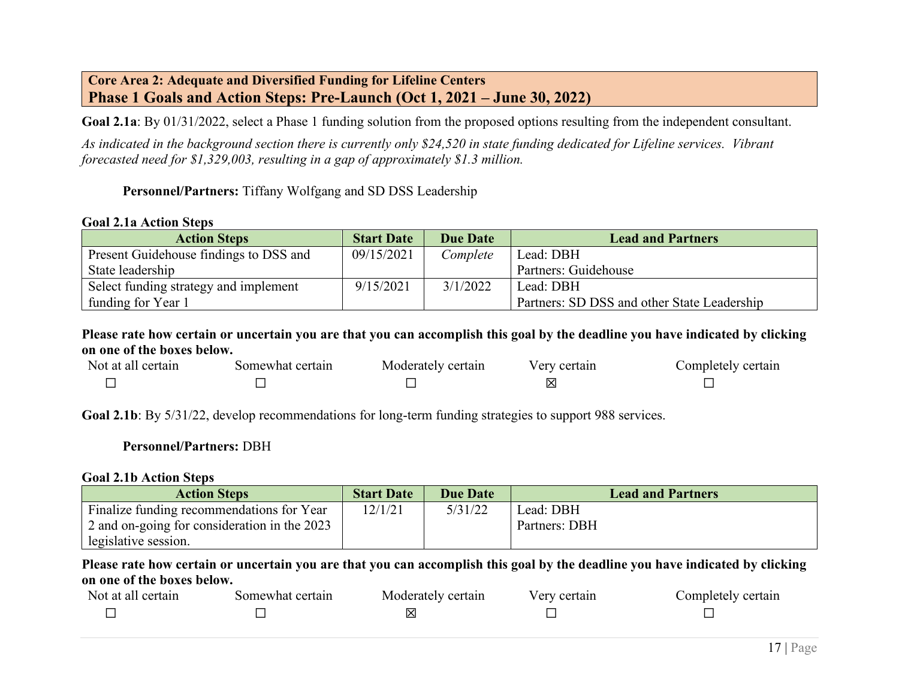## Core Area 2: Adequate and Diversified Funding for Lifeline Centers
## Phase 1 Goals and Action Steps: Pre-Launch (Oct 1, 2021 – June 30, 2022)

**Goal 2.1a**: By 01/31/2022, select a Phase 1 funding solution from the proposed options resulting from the independent consultant.

*As indicated in the background section there is currently only $24,520 in state funding dedicated for Lifeline services. Vibrant forecasted need for $1,329,003, resulting in a gap of approximately $1.3 million.*

**Personnel/Partners:** Tiffany Wolfgang and SD DSS Leadership

**Goal 2.1a Action Steps**

| Action Steps | Start Date | Due Date | Lead and Partners |
|---|---|---|---|
| Present Guidehouse findings to DSS and State leadership | 09/15/2021 | *Complete* | Lead: DBH<br>Partners: Guidehouse |
| Select funding strategy and implement funding for Year 1 | 9/15/2021 | 3/1/2022 | Lead: DBH<br>Partners: SD DSS and other State Leadership |

**Please rate how certain or uncertain you are that you can accomplish this goal by the deadline you have indicated by clicking on one of the boxes below.**

| Not at all certain | Somewhat certain | Moderately certain | Very certain | Completely certain |
|---|---|---|---|---|
| ☐ | ☐ | ☐ | ☒ | ☐ |

**Goal 2.1b**: By 5/31/22, develop recommendations for long-term funding strategies to support 988 services.

**Personnel/Partners:** DBH

**Goal 2.1b Action Steps**

| Action Steps | Start Date | Due Date | Lead and Partners |
|---|---|---|---|
| Finalize funding recommendations for Year 2 and on-going for consideration in the 2023 legislative session. | 12/1/21 | 5/31/22 | Lead: DBH<br>Partners: DBH |

**Please rate how certain or uncertain you are that you can accomplish this goal by the deadline you have indicated by clicking on one of the boxes below.**

| Not at all certain | Somewhat certain | Moderately certain | Very certain | Completely certain |
|---|---|---|---|---|
| ☐ | ☐ | ☒ | ☐ | ☐ |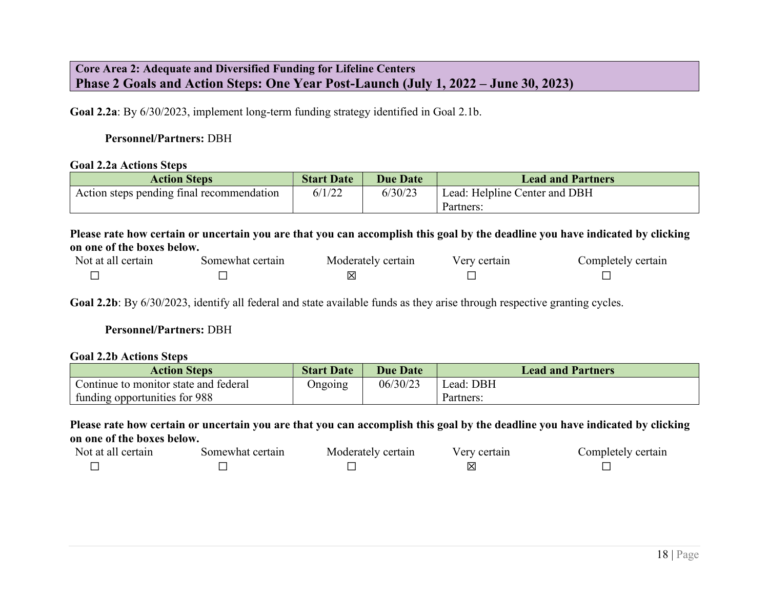## Core Area 2: Adequate and Diversified Funding for Lifeline Centers
## Phase 2 Goals and Action Steps: One Year Post-Launch (July 1, 2022 – June 30, 2023)

**Goal 2.2a**: By 6/30/2023, implement long-term funding strategy identified in Goal 2.1b.

**Personnel/Partners:** DBH

**Goal 2.2a Actions Steps**

| Action Steps | Start Date | Due Date | Lead and Partners |
|---|---|---|---|
| Action steps pending final recommendation | 6/1/22 | 6/30/23 | Lead: Helpline Center and DBH<br>Partners: |

**Please rate how certain or uncertain you are that you can accomplish this goal by the deadline you have indicated by clicking on one of the boxes below.**

| Not at all certain | Somewhat certain | Moderately certain | Very certain | Completely certain |
|---|---|---|---|---|
| ☐ | ☐ | ☒ | ☐ | ☐ |

**Goal 2.2b**: By 6/30/2023, identify all federal and state available funds as they arise through respective granting cycles.

**Personnel/Partners:** DBH

**Goal 2.2b Actions Steps**

| Action Steps | Start Date | Due Date | Lead and Partners |
|---|---|---|---|
| Continue to monitor state and federal funding opportunities for 988 | Ongoing | 06/30/23 | Lead: DBH<br>Partners: |

**Please rate how certain or uncertain you are that you can accomplish this goal by the deadline you have indicated by clicking on one of the boxes below.**

| Not at all certain | Somewhat certain | Moderately certain | Very certain | Completely certain |
|---|---|---|---|---|
| ☐ | ☐ | ☐ | ☒ | ☐ |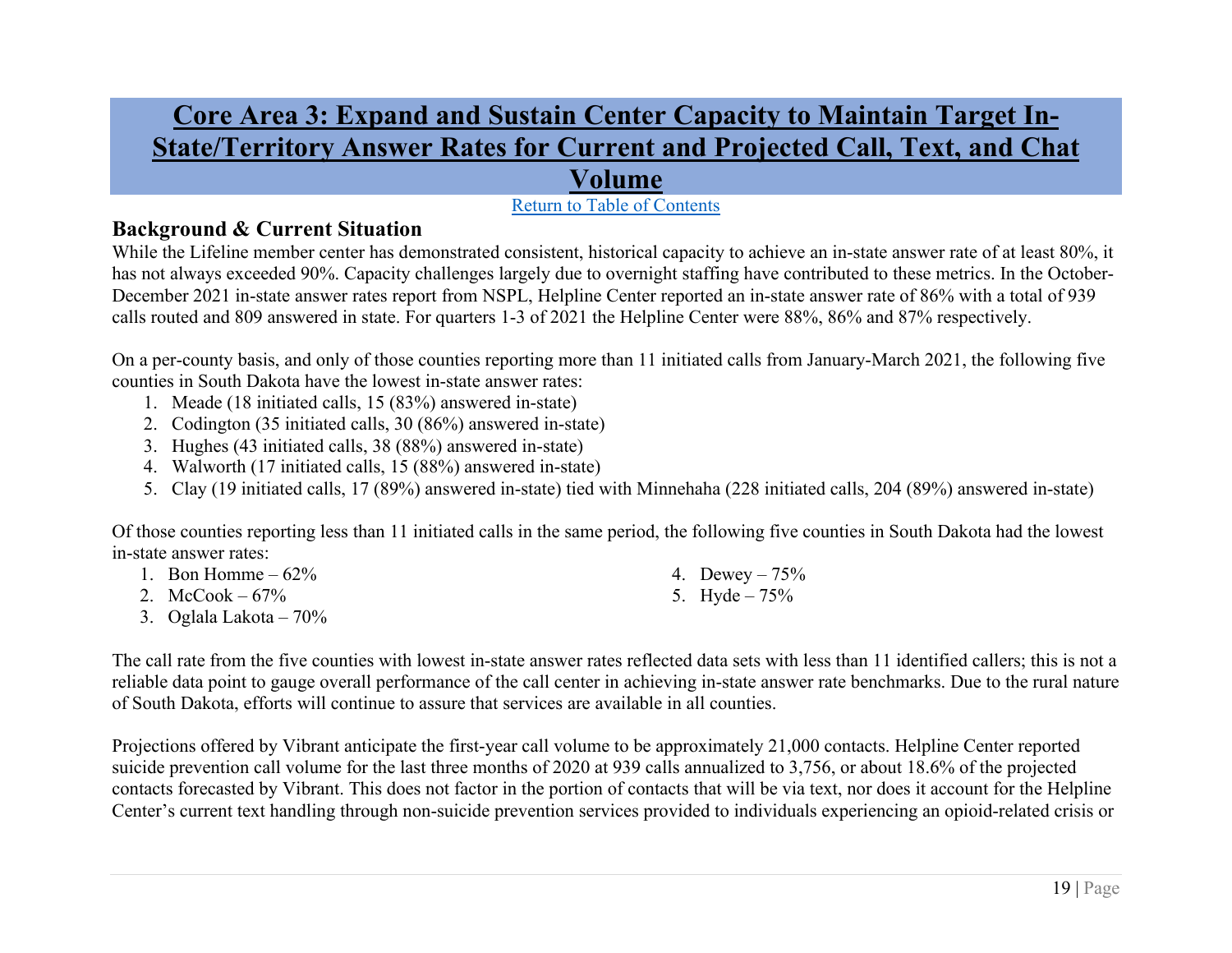# Core Area 3: Expand and Sustain Center Capacity to Maintain Target In-State/Territory Answer Rates for Current and Projected Call, Text, and Chat Volume

[Return to Table of Contents]

## Background & Current Situation

While the Lifeline member center has demonstrated consistent, historical capacity to achieve an in-state answer rate of at least 80%, it has not always exceeded 90%. Capacity challenges largely due to overnight staffing have contributed to these metrics. In the October-December 2021 in-state answer rates report from NSPL, Helpline Center reported an in-state answer rate of 86% with a total of 939 calls routed and 809 answered in state. For quarters 1-3 of 2021 the Helpline Center were 88%, 86% and 87% respectively.

On a per-county basis, and only of those counties reporting more than 11 initiated calls from January-March 2021, the following five counties in South Dakota have the lowest in-state answer rates:

1. Meade (18 initiated calls, 15 (83%) answered in-state)
2. Codington (35 initiated calls, 30 (86%) answered in-state)
3. Hughes (43 initiated calls, 38 (88%) answered in-state)
4. Walworth (17 initiated calls, 15 (88%) answered in-state)
5. Clay (19 initiated calls, 17 (89%) answered in-state) tied with Minnehaha (228 initiated calls, 204 (89%) answered in-state)

Of those counties reporting less than 11 initiated calls in the same period, the following five counties in South Dakota had the lowest in-state answer rates:

1. Bon Homme – 62%
2. McCook – 67%
3. Oglala Lakota – 70%
4. Dewey – 75%
5. Hyde – 75%

The call rate from the five counties with lowest in-state answer rates reflected data sets with less than 11 identified callers; this is not a reliable data point to gauge overall performance of the call center in achieving in-state answer rate benchmarks. Due to the rural nature of South Dakota, efforts will continue to assure that services are available in all counties.

Projections offered by Vibrant anticipate the first-year call volume to be approximately 21,000 contacts. Helpline Center reported suicide prevention call volume for the last three months of 2020 at 939 calls annualized to 3,756, or about 18.6% of the projected contacts forecasted by Vibrant. This does not factor in the portion of contacts that will be via text, nor does it account for the Helpline Center's current text handling through non-suicide prevention services provided to individuals experiencing an opioid-related crisis or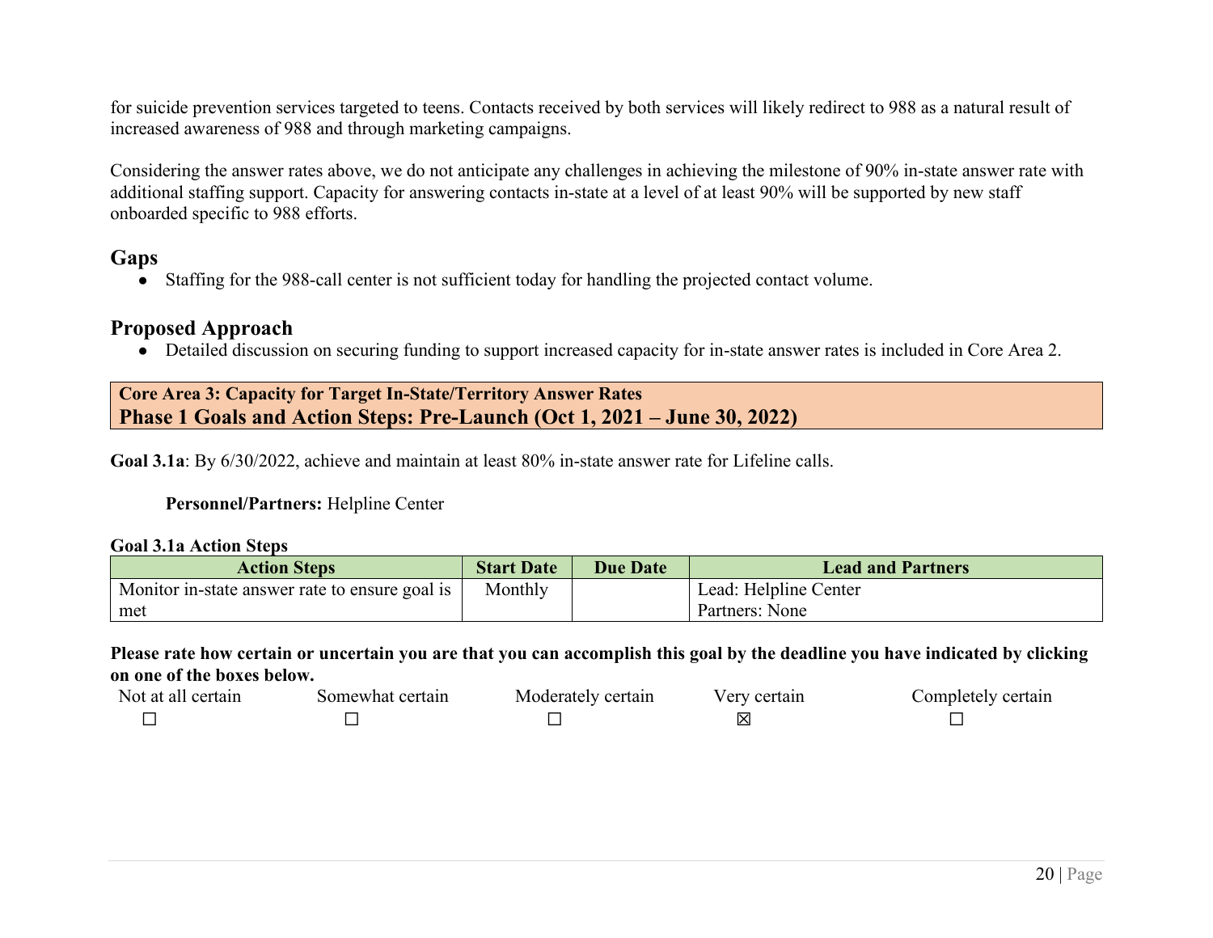for suicide prevention services targeted to teens. Contacts received by both services will likely redirect to 988 as a natural result of increased awareness of 988 and through marketing campaigns.

Considering the answer rates above, we do not anticipate any challenges in achieving the milestone of 90% in-state answer rate with additional staffing support. Capacity for answering contacts in-state at a level of at least 90% will be supported by new staff onboarded specific to 988 efforts.

## Gaps

- Staffing for the 988-call center is not sufficient today for handling the projected contact volume.

## Proposed Approach

- Detailed discussion on securing funding to support increased capacity for in-state answer rates is included in Core Area 2.

**Core Area 3: Capacity for Target In-State/Territory Answer Rates**
**Phase 1 Goals and Action Steps: Pre-Launch (Oct 1, 2021 – June 30, 2022)**

**Goal 3.1a**: By 6/30/2022, achieve and maintain at least 80% in-state answer rate for Lifeline calls.

**Personnel/Partners:** Helpline Center

**Goal 3.1a Action Steps**

| Action Steps | Start Date | Due Date | Lead and Partners |
|---|---|---|---|
| Monitor in-state answer rate to ensure goal is met | Monthly | | Lead: Helpline Center<br>Partners: None |

**Please rate how certain or uncertain you are that you can accomplish this goal by the deadline you have indicated by clicking on one of the boxes below.**

| Not at all certain | Somewhat certain | Moderately certain | Very certain | Completely certain |
|---|---|---|---|---|
| ☐ | ☐ | ☐ | ☒ | ☐ |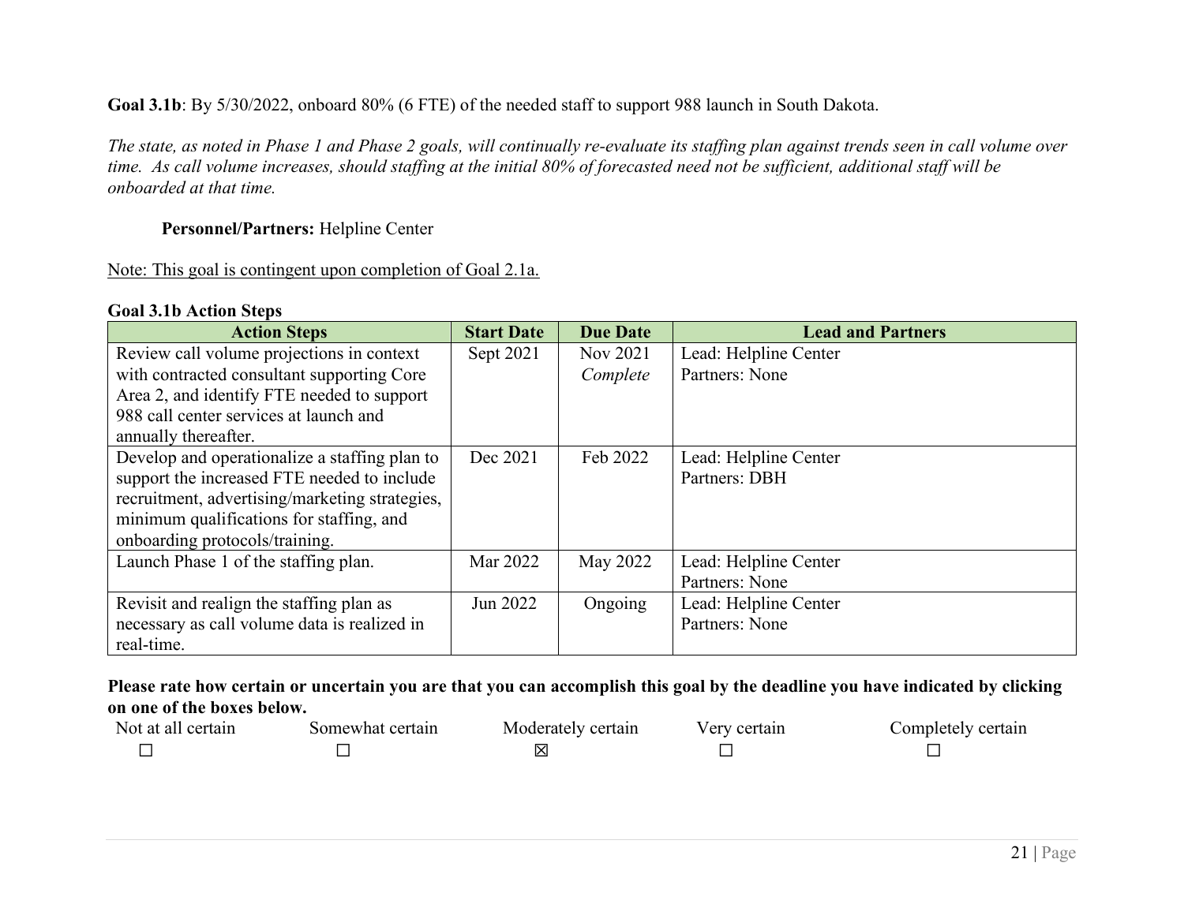**Goal 3.1b**: By 5/30/2022, onboard 80% (6 FTE) of the needed staff to support 988 launch in South Dakota.

*The state, as noted in Phase 1 and Phase 2 goals, will continually re-evaluate its staffing plan against trends seen in call volume over time. As call volume increases, should staffing at the initial 80% of forecasted need not be sufficient, additional staff will be onboarded at that time.*

**Personnel/Partners:** Helpline Center

Note: This goal is contingent upon completion of Goal 2.1a.

**Goal 3.1b Action Steps**

| Action Steps | Start Date | Due Date | Lead and Partners |
| --- | --- | --- | --- |
| Review call volume projections in context with contracted consultant supporting Core Area 2, and identify FTE needed to support 988 call center services at launch and annually thereafter. | Sept 2021 | Nov 2021 *Complete* | Lead: Helpline Center Partners: None |
| Develop and operationalize a staffing plan to support the increased FTE needed to include recruitment, advertising/marketing strategies, minimum qualifications for staffing, and onboarding protocols/training. | Dec 2021 | Feb 2022 | Lead: Helpline Center Partners: DBH |
| Launch Phase 1 of the staffing plan. | Mar 2022 | May 2022 | Lead: Helpline Center Partners: None |
| Revisit and realign the staffing plan as necessary as call volume data is realized in real-time. | Jun 2022 | Ongoing | Lead: Helpline Center Partners: None |

**Please rate how certain or uncertain you are that you can accomplish this goal by the deadline you have indicated by clicking on one of the boxes below.**

| Not at all certain | Somewhat certain | Moderately certain | Very certain | Completely certain |
| --- | --- | --- | --- | --- |
| ☐ | ☐ | ☒ | ☐ | ☐ |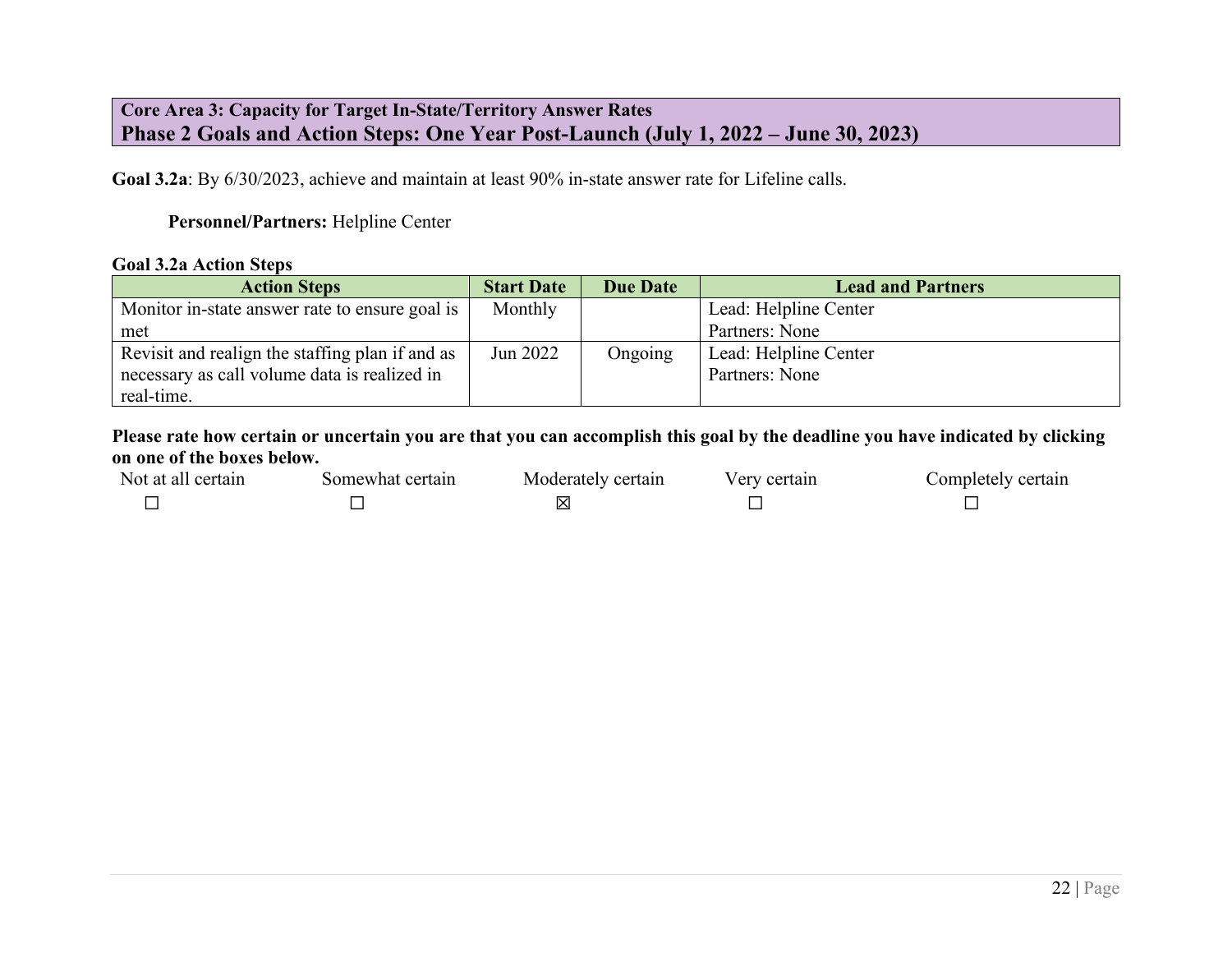**Core Area 3: Capacity for Target In-State/Territory Answer Rates**
## Phase 2 Goals and Action Steps: One Year Post-Launch (July 1, 2022 – June 30, 2023)

**Goal 3.2a**: By 6/30/2023, achieve and maintain at least 90% in-state answer rate for Lifeline calls.

**Personnel/Partners:** Helpline Center

**Goal 3.2a Action Steps**

| Action Steps | Start Date | Due Date | Lead and Partners |
|---|---|---|---|
| Monitor in-state answer rate to ensure goal is met | Monthly | | Lead: Helpline Center<br>Partners: None |
| Revisit and realign the staffing plan if and as necessary as call volume data is realized in real-time. | Jun 2022 | Ongoing | Lead: Helpline Center<br>Partners: None |

**Please rate how certain or uncertain you are that you can accomplish this goal by the deadline you have indicated by clicking on one of the boxes below.**

| Not at all certain | Somewhat certain | Moderately certain | Very certain | Completely certain |
|---|---|---|---|---|
| ☐ | ☐ | ☒ | ☐ | ☐ |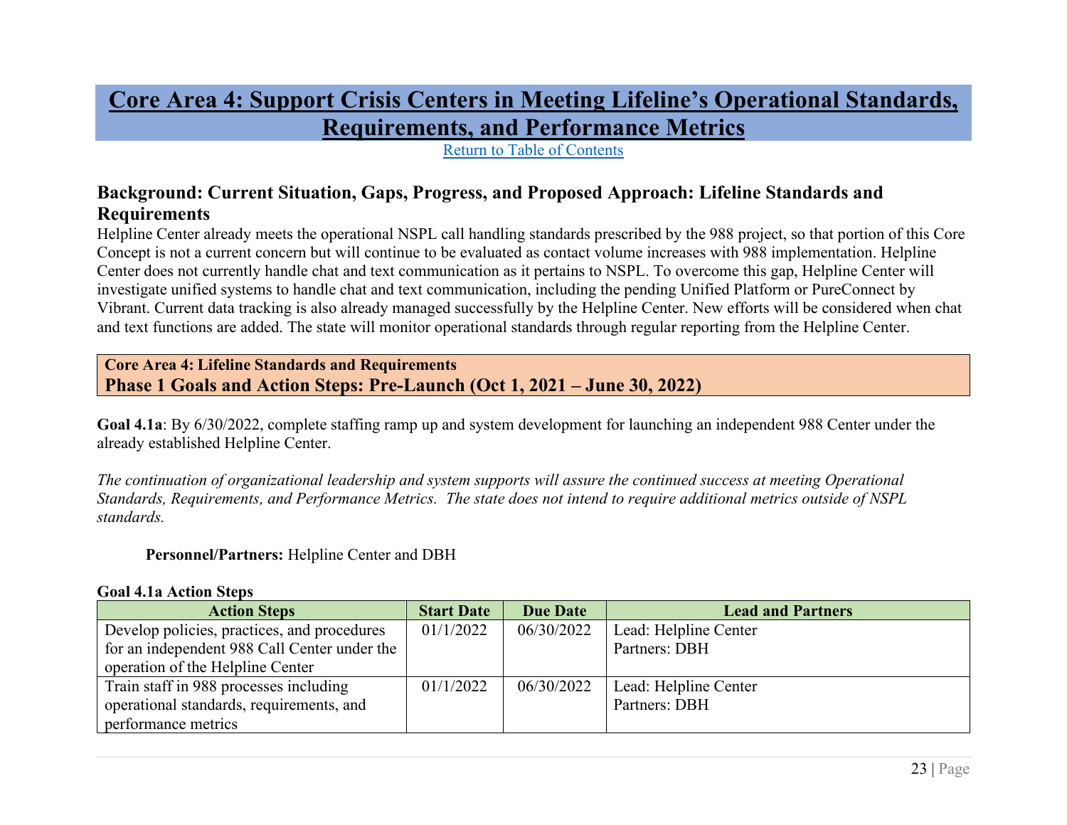# Core Area 4: Support Crisis Centers in Meeting Lifeline's Operational Standards, Requirements, and Performance Metrics

[Return to Table of Contents]

## Background: Current Situation, Gaps, Progress, and Proposed Approach: Lifeline Standards and Requirements

Helpline Center already meets the operational NSPL call handling standards prescribed by the 988 project, so that portion of this Core Concept is not a current concern but will continue to be evaluated as contact volume increases with 988 implementation. Helpline Center does not currently handle chat and text communication as it pertains to NSPL. To overcome this gap, Helpline Center will investigate unified systems to handle chat and text communication, including the pending Unified Platform or PureConnect by Vibrant. Current data tracking is also already managed successfully by the Helpline Center. New efforts will be considered when chat and text functions are added. The state will monitor operational standards through regular reporting from the Helpline Center.

**Core Area 4: Lifeline Standards and Requirements**
**Phase 1 Goals and Action Steps: Pre-Launch (Oct 1, 2021 – June 30, 2022)**

**Goal 4.1a**: By 6/30/2022, complete staffing ramp up and system development for launching an independent 988 Center under the already established Helpline Center.

*The continuation of organizational leadership and system supports will assure the continued success at meeting Operational Standards, Requirements, and Performance Metrics. The state does not intend to require additional metrics outside of NSPL standards.*

**Personnel/Partners:** Helpline Center and DBH

**Goal 4.1a Action Steps**

| Action Steps | Start Date | Due Date | Lead and Partners |
|---|---|---|---|
| Develop policies, practices, and procedures for an independent 988 Call Center under the operation of the Helpline Center | 01/1/2022 | 06/30/2022 | Lead: Helpline Center<br>Partners: DBH |
| Train staff in 988 processes including operational standards, requirements, and performance metrics | 01/1/2022 | 06/30/2022 | Lead: Helpline Center<br>Partners: DBH |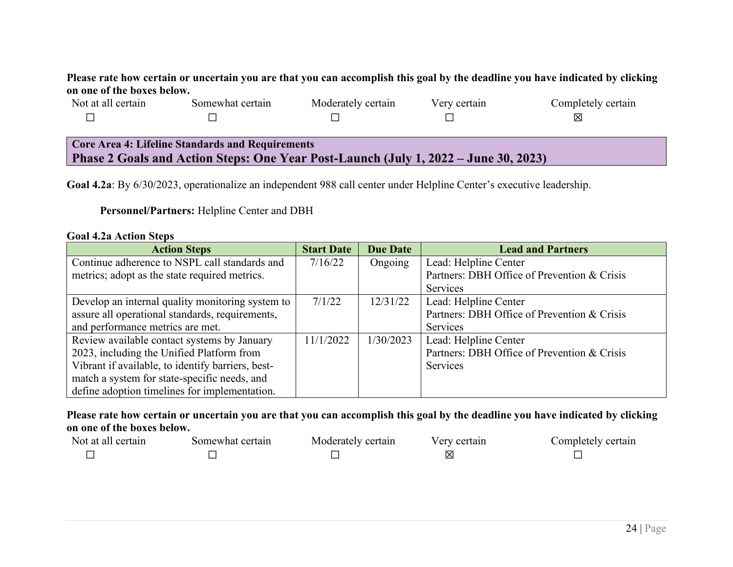**Please rate how certain or uncertain you are that you can accomplish this goal by the deadline you have indicated by clicking on one of the boxes below.**

| Not at all certain | Somewhat certain | Moderately certain | Very certain | Completely certain |
|---|---|---|---|---|
| ☐ | ☐ | ☐ | ☐ | ☒ |

**Core Area 4: Lifeline Standards and Requirements**
## Phase 2 Goals and Action Steps: One Year Post-Launch (July 1, 2022 – June 30, 2023)

**Goal 4.2a**: By 6/30/2023, operationalize an independent 988 call center under Helpline Center's executive leadership.

**Personnel/Partners:** Helpline Center and DBH

**Goal 4.2a Action Steps**

| Action Steps | Start Date | Due Date | Lead and Partners |
|---|---|---|---|
| Continue adherence to NSPL call standards and metrics; adopt as the state required metrics. | 7/16/22 | Ongoing | Lead: Helpline Center<br>Partners: DBH Office of Prevention & Crisis Services |
| Develop an internal quality monitoring system to assure all operational standards, requirements, and performance metrics are met. | 7/1/22 | 12/31/22 | Lead: Helpline Center<br>Partners: DBH Office of Prevention & Crisis Services |
| Review available contact systems by January 2023, including the Unified Platform from Vibrant if available, to identify barriers, best-match a system for state-specific needs, and define adoption timelines for implementation. | 11/1/2022 | 1/30/2023 | Lead: Helpline Center<br>Partners: DBH Office of Prevention & Crisis Services |

**Please rate how certain or uncertain you are that you can accomplish this goal by the deadline you have indicated by clicking on one of the boxes below.**

| Not at all certain | Somewhat certain | Moderately certain | Very certain | Completely certain |
|---|---|---|---|---|
| ☐ | ☐ | ☐ | ☒ | ☐ |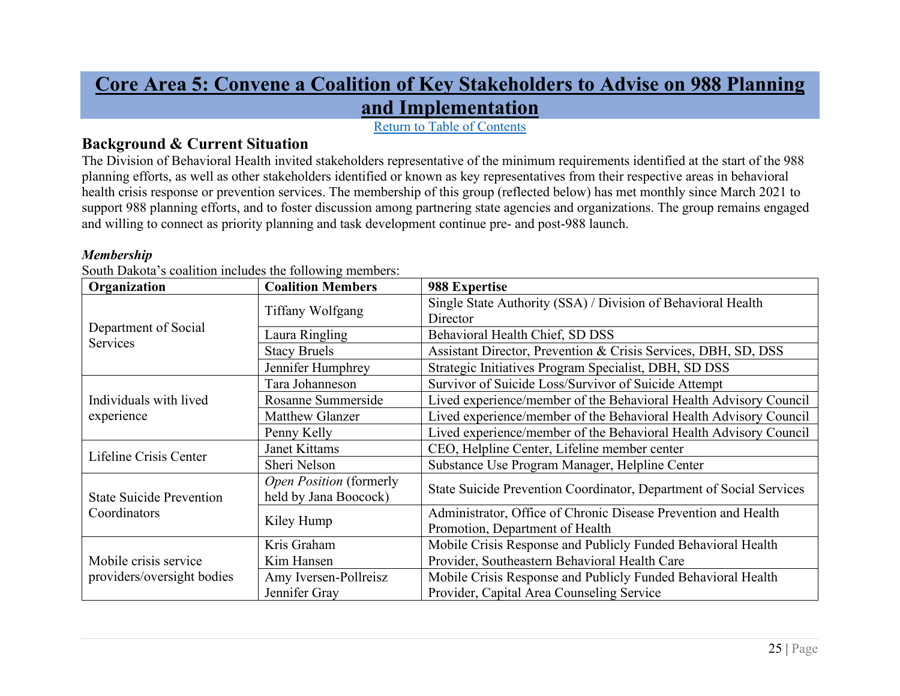# Core Area 5: Convene a Coalition of Key Stakeholders to Advise on 988 Planning and Implementation

Return to Table of Contents

## Background & Current Situation

The Division of Behavioral Health invited stakeholders representative of the minimum requirements identified at the start of the 988 planning efforts, as well as other stakeholders identified or known as key representatives from their respective areas in behavioral health crisis response or prevention services. The membership of this group (reflected below) has met monthly since March 2021 to support 988 planning efforts, and to foster discussion among partnering state agencies and organizations. The group remains engaged and willing to connect as priority planning and task development continue pre- and post-988 launch.

***Membership***

South Dakota's coalition includes the following members:

| Organization | Coalition Members | 988 Expertise |
|---|---|---|
| Department of Social Services | Tiffany Wolfgang | Single State Authority (SSA) / Division of Behavioral Health Director |
| | Laura Ringling | Behavioral Health Chief, SD DSS |
| | Stacy Bruels | Assistant Director, Prevention & Crisis Services, DBH, SD, DSS |
| | Jennifer Humphrey | Strategic Initiatives Program Specialist, DBH, SD DSS |
| Individuals with lived experience | Tara Johanneson | Survivor of Suicide Loss/Survivor of Suicide Attempt |
| | Rosanne Summerside | Lived experience/member of the Behavioral Health Advisory Council |
| | Matthew Glanzer | Lived experience/member of the Behavioral Health Advisory Council |
| | Penny Kelly | Lived experience/member of the Behavioral Health Advisory Council |
| Lifeline Crisis Center | Janet Kittams | CEO, Helpline Center, Lifeline member center |
| | Sheri Nelson | Substance Use Program Manager, Helpline Center |
| State Suicide Prevention Coordinators | *Open Position* (formerly held by Jana Boocock) | State Suicide Prevention Coordinator, Department of Social Services |
| | Kiley Hump | Administrator, Office of Chronic Disease Prevention and Health Promotion, Department of Health |
| Mobile crisis service providers/oversight bodies | Kris Graham<br>Kim Hansen | Mobile Crisis Response and Publicly Funded Behavioral Health Provider, Southeastern Behavioral Health Care |
| | Amy Iversen-Pollreisz<br>Jennifer Gray | Mobile Crisis Response and Publicly Funded Behavioral Health Provider, Capital Area Counseling Service |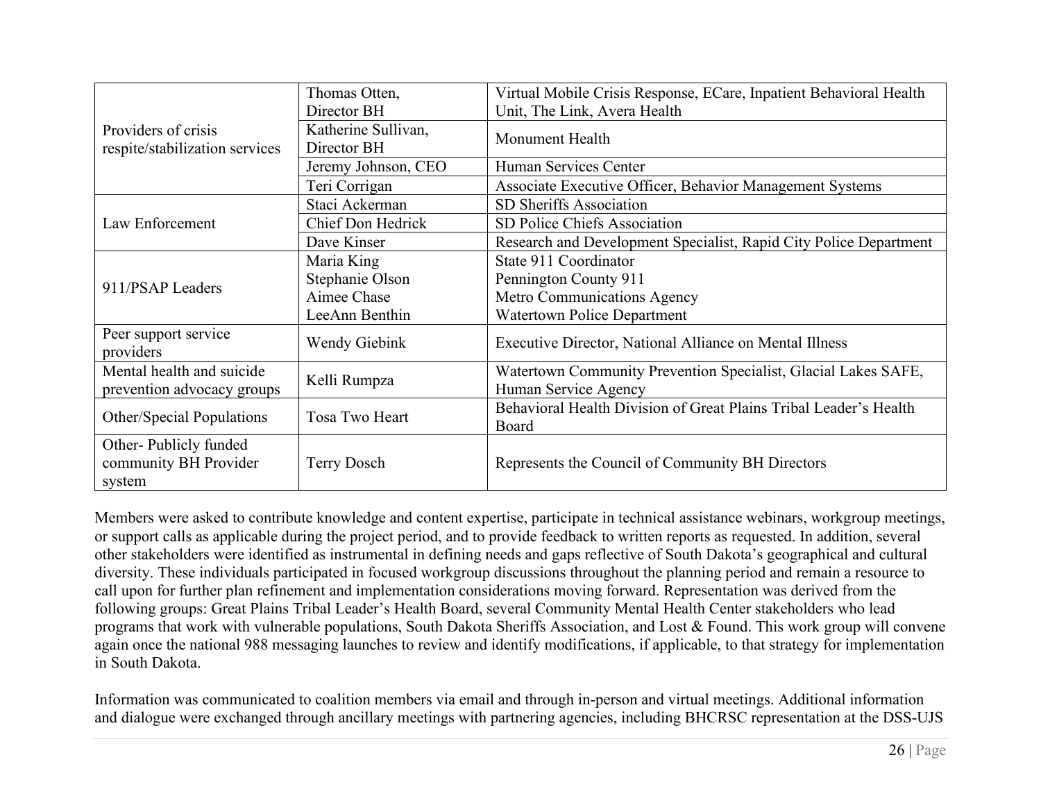| | | |
|---|---|---|
| Providers of crisis respite/stabilization services | Thomas Otten, Director BH | Virtual Mobile Crisis Response, ECare, Inpatient Behavioral Health Unit, The Link, Avera Health |
| | Katherine Sullivan, Director BH | Monument Health |
| | Jeremy Johnson, CEO | Human Services Center |
| | Teri Corrigan | Associate Executive Officer, Behavior Management Systems |
| Law Enforcement | Staci Ackerman | SD Sheriffs Association |
| | Chief Don Hedrick | SD Police Chiefs Association |
| | Dave Kinser | Research and Development Specialist, Rapid City Police Department |
| 911/PSAP Leaders | Maria King<br>Stephanie Olson<br>Aimee Chase<br>LeeAnn Benthin | State 911 Coordinator<br>Pennington County 911<br>Metro Communications Agency<br>Watertown Police Department |
| Peer support service providers | Wendy Giebink | Executive Director, National Alliance on Mental Illness |
| Mental health and suicide prevention advocacy groups | Kelli Rumpza | Watertown Community Prevention Specialist, Glacial Lakes SAFE, Human Service Agency |
| Other/Special Populations | Tosa Two Heart | Behavioral Health Division of Great Plains Tribal Leader's Health Board |
| Other- Publicly funded community BH Provider system | Terry Dosch | Represents the Council of Community BH Directors |

Members were asked to contribute knowledge and content expertise, participate in technical assistance webinars, workgroup meetings, or support calls as applicable during the project period, and to provide feedback to written reports as requested. In addition, several other stakeholders were identified as instrumental in defining needs and gaps reflective of South Dakota's geographical and cultural diversity. These individuals participated in focused workgroup discussions throughout the planning period and remain a resource to call upon for further plan refinement and implementation considerations moving forward. Representation was derived from the following groups: Great Plains Tribal Leader's Health Board, several Community Mental Health Center stakeholders who lead programs that work with vulnerable populations, South Dakota Sheriffs Association, and Lost & Found. This work group will convene again once the national 988 messaging launches to review and identify modifications, if applicable, to that strategy for implementation in South Dakota.

Information was communicated to coalition members via email and through in-person and virtual meetings. Additional information and dialogue were exchanged through ancillary meetings with partnering agencies, including BHCRSC representation at the DSS-UJS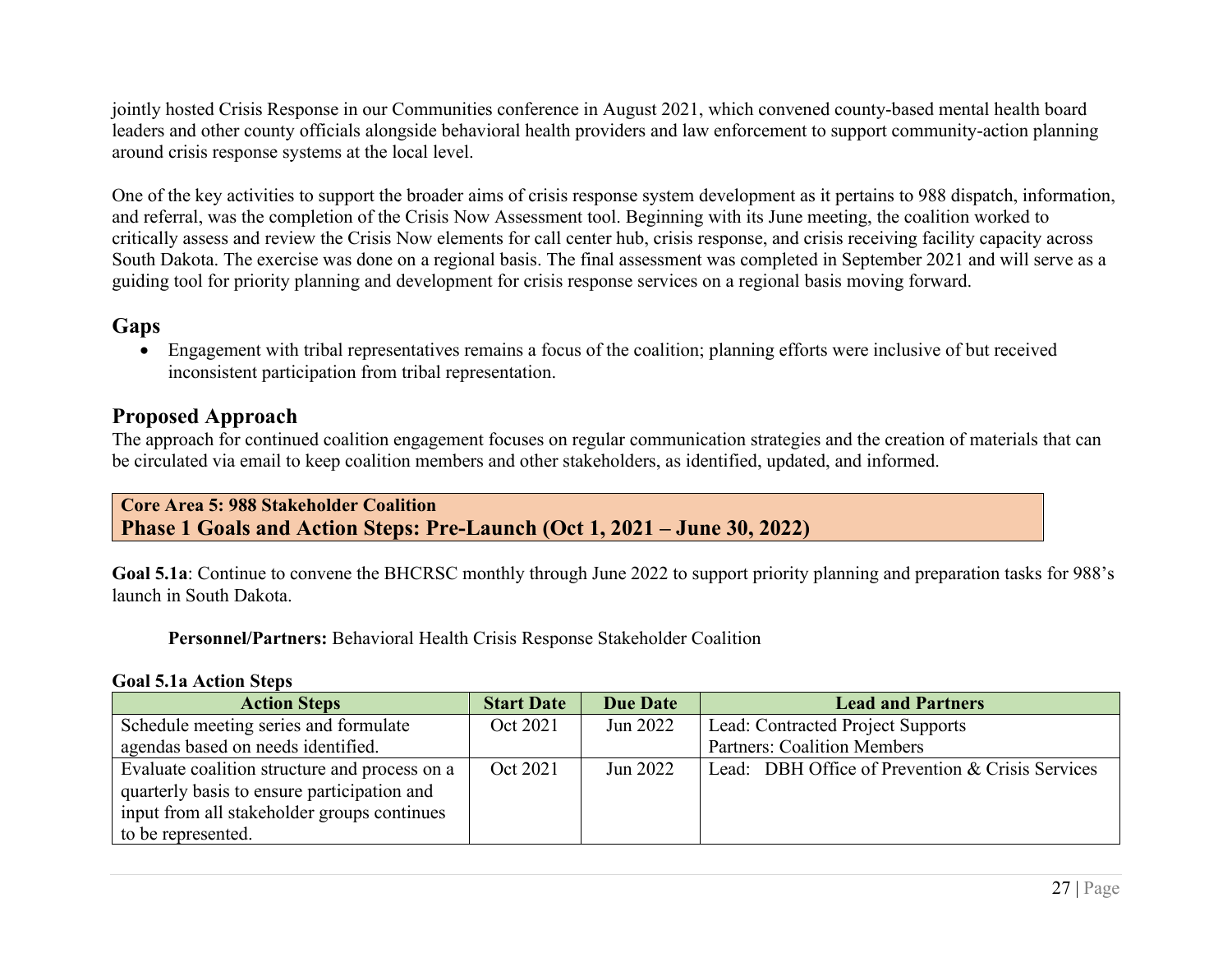jointly hosted Crisis Response in our Communities conference in August 2021, which convened county-based mental health board leaders and other county officials alongside behavioral health providers and law enforcement to support community-action planning around crisis response systems at the local level.

One of the key activities to support the broader aims of crisis response system development as it pertains to 988 dispatch, information, and referral, was the completion of the Crisis Now Assessment tool. Beginning with its June meeting, the coalition worked to critically assess and review the Crisis Now elements for call center hub, crisis response, and crisis receiving facility capacity across South Dakota. The exercise was done on a regional basis. The final assessment was completed in September 2021 and will serve as a guiding tool for priority planning and development for crisis response services on a regional basis moving forward.

## Gaps

- Engagement with tribal representatives remains a focus of the coalition; planning efforts were inclusive of but received inconsistent participation from tribal representation.

## Proposed Approach

The approach for continued coalition engagement focuses on regular communication strategies and the creation of materials that can be circulated via email to keep coalition members and other stakeholders, as identified, updated, and informed.

**Core Area 5: 988 Stakeholder Coalition**
**Phase 1 Goals and Action Steps: Pre-Launch (Oct 1, 2021 – June 30, 2022)**

**Goal 5.1a**: Continue to convene the BHCRSC monthly through June 2022 to support priority planning and preparation tasks for 988's launch in South Dakota.

**Personnel/Partners:** Behavioral Health Crisis Response Stakeholder Coalition

**Goal 5.1a Action Steps**

| Action Steps | Start Date | Due Date | Lead and Partners |
|---|---|---|---|
| Schedule meeting series and formulate agendas based on needs identified. | Oct 2021 | Jun 2022 | Lead: Contracted Project Supports<br>Partners: Coalition Members |
| Evaluate coalition structure and process on a quarterly basis to ensure participation and input from all stakeholder groups continues to be represented. | Oct 2021 | Jun 2022 | Lead: DBH Office of Prevention & Crisis Services |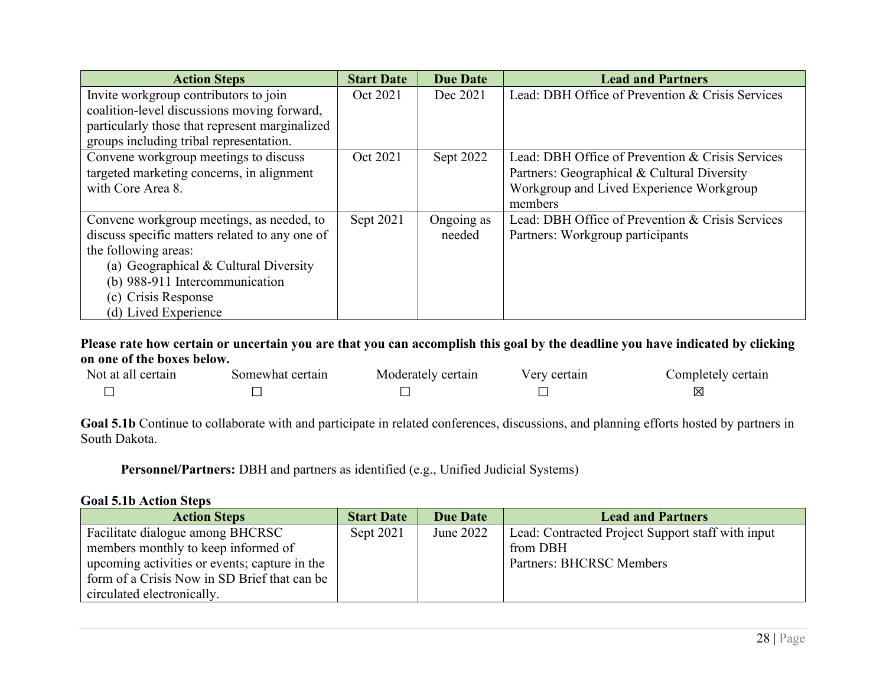| Action Steps | Start Date | Due Date | Lead and Partners |
|---|---|---|---|
| Invite workgroup contributors to join coalition-level discussions moving forward, particularly those that represent marginalized groups including tribal representation. | Oct 2021 | Dec 2021 | Lead: DBH Office of Prevention & Crisis Services |
| Convene workgroup meetings to discuss targeted marketing concerns, in alignment with Core Area 8. | Oct 2021 | Sept 2022 | Lead: DBH Office of Prevention & Crisis Services<br>Partners: Geographical & Cultural Diversity Workgroup and Lived Experience Workgroup members |
| Convene workgroup meetings, as needed, to discuss specific matters related to any one of the following areas:<br>(a) Geographical & Cultural Diversity<br>(b) 988-911 Intercommunication<br>(c) Crisis Response<br>(d) Lived Experience | Sept 2021 | Ongoing as needed | Lead: DBH Office of Prevention & Crisis Services<br>Partners: Workgroup participants |

**Please rate how certain or uncertain you are that you can accomplish this goal by the deadline you have indicated by clicking on one of the boxes below.**

| Not at all certain | Somewhat certain | Moderately certain | Very certain | Completely certain |
|---|---|---|---|---|
| ☐ | ☐ | ☐ | ☐ | ☒ |

**Goal 5.1b** Continue to collaborate with and participate in related conferences, discussions, and planning efforts hosted by partners in South Dakota.

**Personnel/Partners:** DBH and partners as identified (e.g., Unified Judicial Systems)

**Goal 5.1b Action Steps**

| Action Steps | Start Date | Due Date | Lead and Partners |
|---|---|---|---|
| Facilitate dialogue among BHCRSC members monthly to keep informed of upcoming activities or events; capture in the form of a Crisis Now in SD Brief that can be circulated electronically. | Sept 2021 | June 2022 | Lead: Contracted Project Support staff with input from DBH<br>Partners: BHCRSC Members |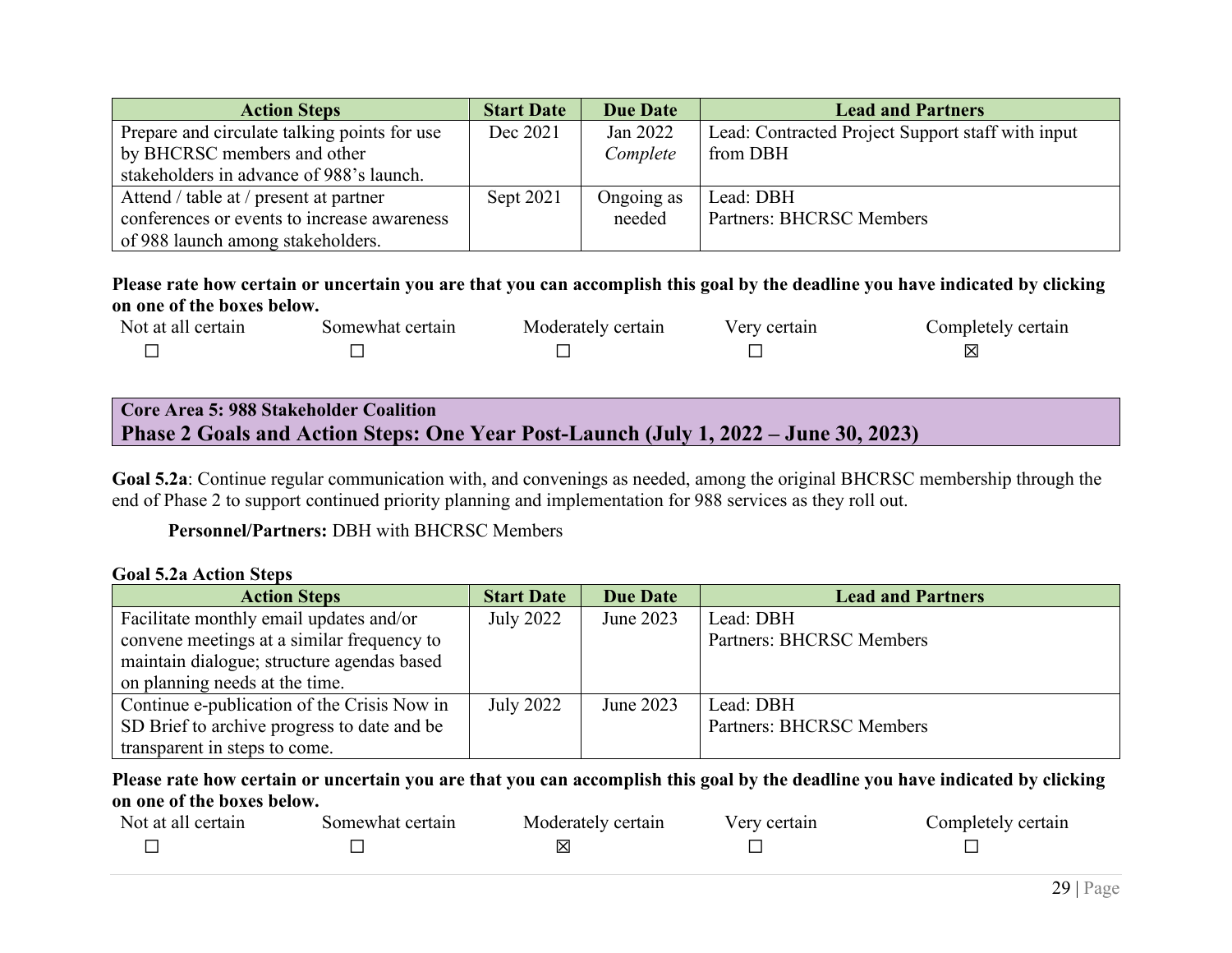| Action Steps | Start Date | Due Date | Lead and Partners |
|---|---|---|---|
| Prepare and circulate talking points for use by BHCRSC members and other stakeholders in advance of 988's launch. | Dec 2021 | Jan 2022 *Complete* | Lead: Contracted Project Support staff with input from DBH |
| Attend / table at / present at partner conferences or events to increase awareness of 988 launch among stakeholders. | Sept 2021 | Ongoing as needed | Lead: DBH<br>Partners: BHCRSC Members |

**Please rate how certain or uncertain you are that you can accomplish this goal by the deadline you have indicated by clicking on one of the boxes below.**

| Not at all certain | Somewhat certain | Moderately certain | Very certain | Completely certain |
|---|---|---|---|---|
| ☐ | ☐ | ☐ | ☐ | ☒ |

**Core Area 5: 988 Stakeholder Coalition**

## Phase 2 Goals and Action Steps: One Year Post-Launch (July 1, 2022 – June 30, 2023)

**Goal 5.2a**: Continue regular communication with, and convenings as needed, among the original BHCRSC membership through the end of Phase 2 to support continued priority planning and implementation for 988 services as they roll out.

**Personnel/Partners:** DBH with BHCRSC Members

**Goal 5.2a Action Steps**

| Action Steps | Start Date | Due Date | Lead and Partners |
|---|---|---|---|
| Facilitate monthly email updates and/or convene meetings at a similar frequency to maintain dialogue; structure agendas based on planning needs at the time. | July 2022 | June 2023 | Lead: DBH<br>Partners: BHCRSC Members |
| Continue e-publication of the Crisis Now in SD Brief to archive progress to date and be transparent in steps to come. | July 2022 | June 2023 | Lead: DBH<br>Partners: BHCRSC Members |

**Please rate how certain or uncertain you are that you can accomplish this goal by the deadline you have indicated by clicking on one of the boxes below.**

| Not at all certain | Somewhat certain | Moderately certain | Very certain | Completely certain |
|---|---|---|---|---|
| ☐ | ☐ | ☒ | ☐ | ☐ |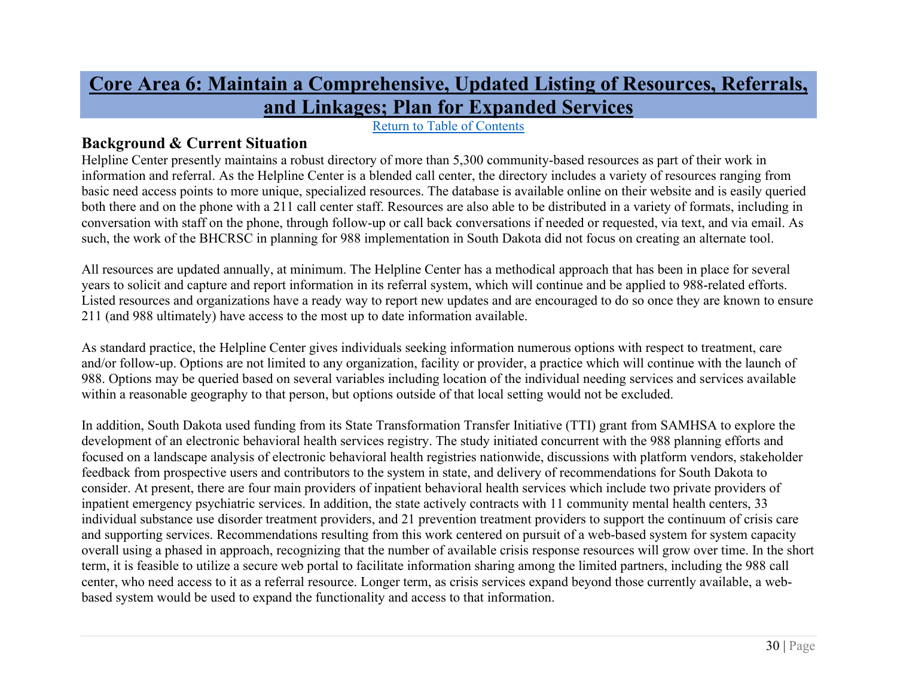# Core Area 6: Maintain a Comprehensive, Updated Listing of Resources, Referrals, and Linkages; Plan for Expanded Services

Return to Table of Contents

## Background & Current Situation

Helpline Center presently maintains a robust directory of more than 5,300 community-based resources as part of their work in information and referral. As the Helpline Center is a blended call center, the directory includes a variety of resources ranging from basic need access points to more unique, specialized resources. The database is available online on their website and is easily queried both there and on the phone with a 211 call center staff. Resources are also able to be distributed in a variety of formats, including in conversation with staff on the phone, through follow-up or call back conversations if needed or requested, via text, and via email. As such, the work of the BHCRSC in planning for 988 implementation in South Dakota did not focus on creating an alternate tool.

All resources are updated annually, at minimum. The Helpline Center has a methodical approach that has been in place for several years to solicit and capture and report information in its referral system, which will continue and be applied to 988-related efforts. Listed resources and organizations have a ready way to report new updates and are encouraged to do so once they are known to ensure 211 (and 988 ultimately) have access to the most up to date information available.

As standard practice, the Helpline Center gives individuals seeking information numerous options with respect to treatment, care and/or follow-up. Options are not limited to any organization, facility or provider, a practice which will continue with the launch of 988. Options may be queried based on several variables including location of the individual needing services and services available within a reasonable geography to that person, but options outside of that local setting would not be excluded.

In addition, South Dakota used funding from its State Transformation Transfer Initiative (TTI) grant from SAMHSA to explore the development of an electronic behavioral health services registry. The study initiated concurrent with the 988 planning efforts and focused on a landscape analysis of electronic behavioral health registries nationwide, discussions with platform vendors, stakeholder feedback from prospective users and contributors to the system in state, and delivery of recommendations for South Dakota to consider. At present, there are four main providers of inpatient behavioral health services which include two private providers of inpatient emergency psychiatric services. In addition, the state actively contracts with 11 community mental health centers, 33 individual substance use disorder treatment providers, and 21 prevention treatment providers to support the continuum of crisis care and supporting services. Recommendations resulting from this work centered on pursuit of a web-based system for system capacity overall using a phased in approach, recognizing that the number of available crisis response resources will grow over time. In the short term, it is feasible to utilize a secure web portal to facilitate information sharing among the limited partners, including the 988 call center, who need access to it as a referral resource. Longer term, as crisis services expand beyond those currently available, a web-based system would be used to expand the functionality and access to that information.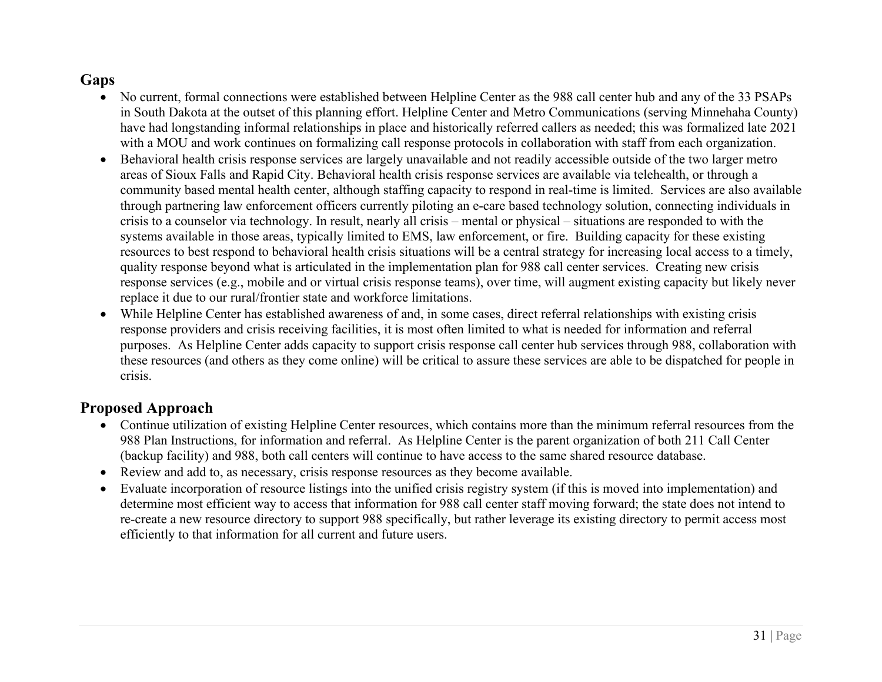## Gaps

- No current, formal connections were established between Helpline Center as the 988 call center hub and any of the 33 PSAPs in South Dakota at the outset of this planning effort. Helpline Center and Metro Communications (serving Minnehaha County) have had longstanding informal relationships in place and historically referred callers as needed; this was formalized late 2021 with a MOU and work continues on formalizing call response protocols in collaboration with staff from each organization.
- Behavioral health crisis response services are largely unavailable and not readily accessible outside of the two larger metro areas of Sioux Falls and Rapid City. Behavioral health crisis response services are available via telehealth, or through a community based mental health center, although staffing capacity to respond in real-time is limited. Services are also available through partnering law enforcement officers currently piloting an e-care based technology solution, connecting individuals in crisis to a counselor via technology. In result, nearly all crisis – mental or physical – situations are responded to with the systems available in those areas, typically limited to EMS, law enforcement, or fire. Building capacity for these existing resources to best respond to behavioral health crisis situations will be a central strategy for increasing local access to a timely, quality response beyond what is articulated in the implementation plan for 988 call center services. Creating new crisis response services (e.g., mobile and or virtual crisis response teams), over time, will augment existing capacity but likely never replace it due to our rural/frontier state and workforce limitations.
- While Helpline Center has established awareness of and, in some cases, direct referral relationships with existing crisis response providers and crisis receiving facilities, it is most often limited to what is needed for information and referral purposes. As Helpline Center adds capacity to support crisis response call center hub services through 988, collaboration with these resources (and others as they come online) will be critical to assure these services are able to be dispatched for people in crisis.

## Proposed Approach

- Continue utilization of existing Helpline Center resources, which contains more than the minimum referral resources from the 988 Plan Instructions, for information and referral. As Helpline Center is the parent organization of both 211 Call Center (backup facility) and 988, both call centers will continue to have access to the same shared resource database.
- Review and add to, as necessary, crisis response resources as they become available.
- Evaluate incorporation of resource listings into the unified crisis registry system (if this is moved into implementation) and determine most efficient way to access that information for 988 call center staff moving forward; the state does not intend to re-create a new resource directory to support 988 specifically, but rather leverage its existing directory to permit access most efficiently to that information for all current and future users.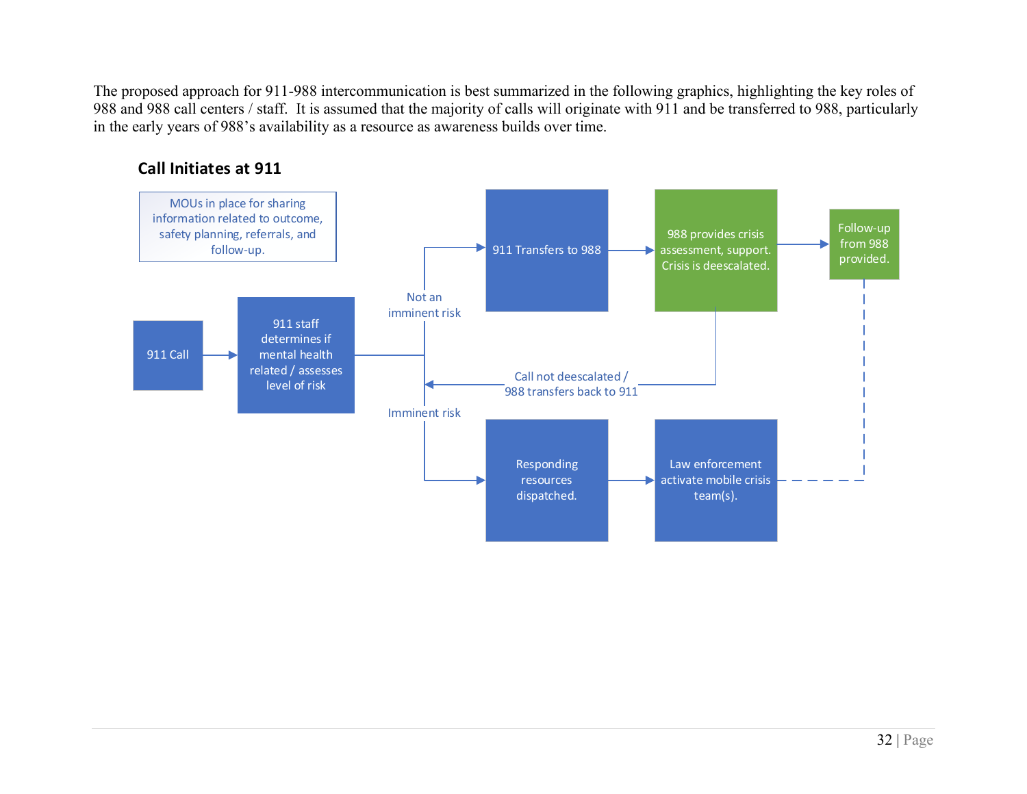The proposed approach for 911-988 intercommunication is best summarized in the following graphics, highlighting the key roles of 988 and 988 call centers / staff. It is assumed that the majority of calls will originate with 911 and be transferred to 988, particularly in the early years of 988's availability as a resource as awareness builds over time.

**Call Initiates at 911**

MOUs in place for sharing information related to outcome, safety planning, referrals, and follow-up.

911 Call

911 staff determines if mental health related / assesses level of risk

Not an imminent risk

911 Transfers to 988

988 provides crisis assessment, support. Crisis is deescalated.

Follow-up from 988 provided.

Call not deescalated / 988 transfers back to 911

Imminent risk

Responding resources dispatched.

Law enforcement activate mobile crisis team(s).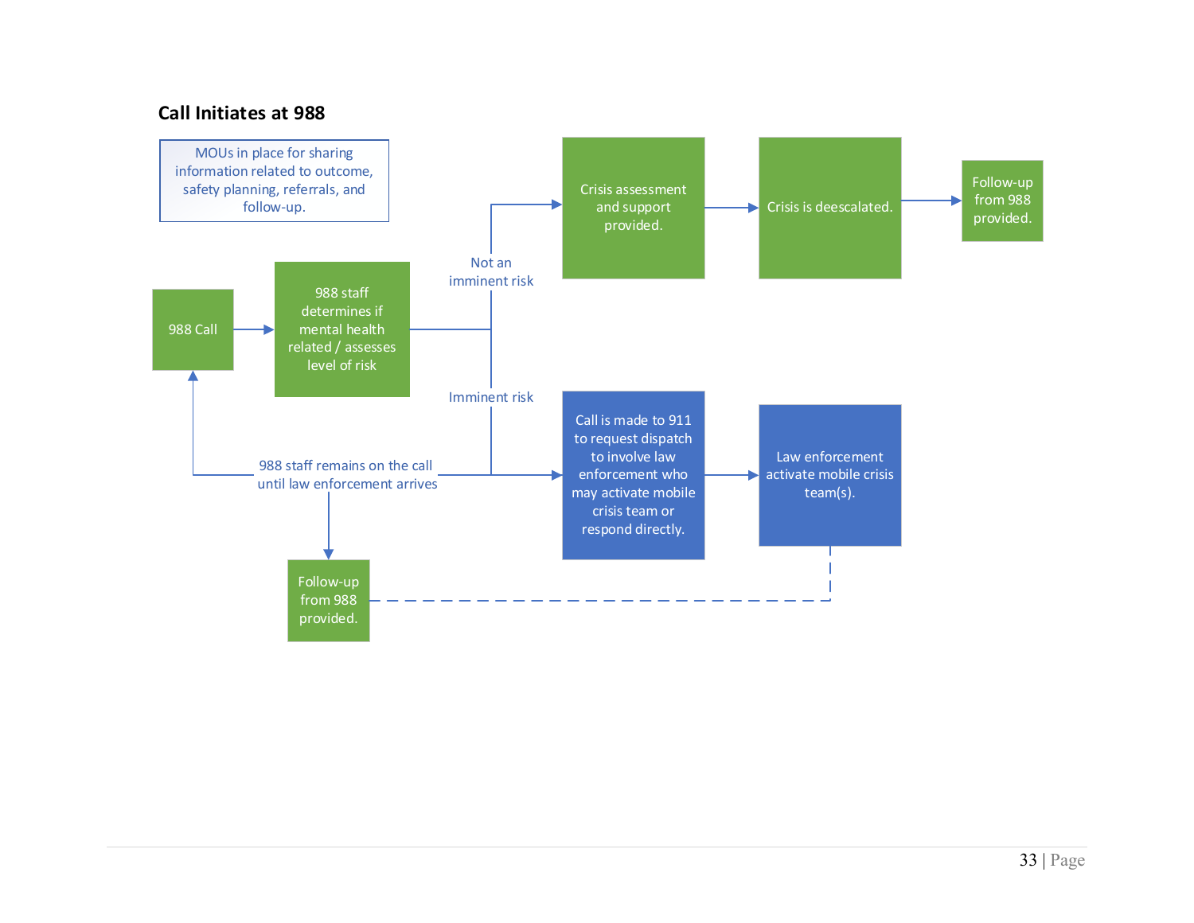### Call Initiates at 988

MOUs in place for sharing information related to outcome, safety planning, referrals, and follow-up.

988 Call

988 staff determines if mental health related / assesses level of risk

Not an imminent risk

Crisis assessment and support provided.

Crisis is deescalated.

Follow-up from 988 provided.

Imminent risk

Call is made to 911 to request dispatch to involve law enforcement who may activate mobile crisis team or respond directly.

Law enforcement activate mobile crisis team(s).

988 staff remains on the call until law enforcement arrives

Follow-up from 988 provided.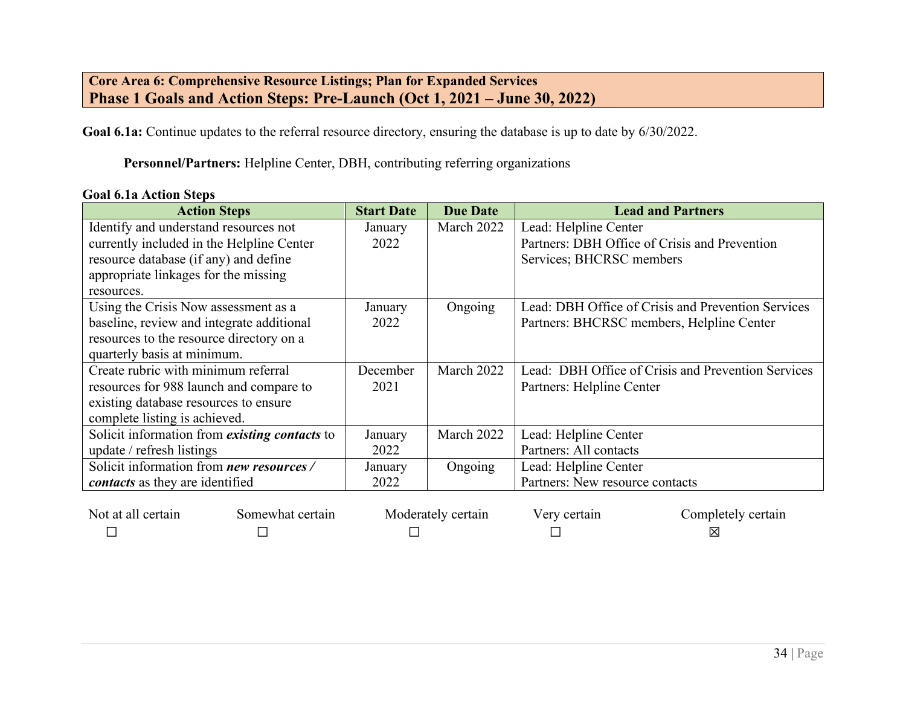## Core Area 6: Comprehensive Resource Listings; Plan for Expanded Services
## Phase 1 Goals and Action Steps: Pre-Launch (Oct 1, 2021 – June 30, 2022)

**Goal 6.1a:** Continue updates to the referral resource directory, ensuring the database is up to date by 6/30/2022.

**Personnel/Partners:** Helpline Center, DBH, contributing referring organizations

**Goal 6.1a Action Steps**

| Action Steps | Start Date | Due Date | Lead and Partners |
|---|---|---|---|
| Identify and understand resources not currently included in the Helpline Center resource database (if any) and define appropriate linkages for the missing resources. | January 2022 | March 2022 | Lead: Helpline Center<br>Partners: DBH Office of Crisis and Prevention Services; BHCRSC members |
| Using the Crisis Now assessment as a baseline, review and integrate additional resources to the resource directory on a quarterly basis at minimum. | January 2022 | Ongoing | Lead: DBH Office of Crisis and Prevention Services<br>Partners: BHCRSC members, Helpline Center |
| Create rubric with minimum referral resources for 988 launch and compare to existing database resources to ensure complete listing is achieved. | December 2021 | March 2022 | Lead: DBH Office of Crisis and Prevention Services<br>Partners: Helpline Center |
| Solicit information from ***existing contacts*** to update / refresh listings | January 2022 | March 2022 | Lead: Helpline Center<br>Partners: All contacts |
| Solicit information from ***new resources / contacts*** as they are identified | January 2022 | Ongoing | Lead: Helpline Center<br>Partners: New resource contacts |

| Not at all certain | Somewhat certain | Moderately certain | Very certain | Completely certain |
|---|---|---|---|---|
| ☐ | ☐ | ☐ | ☐ | ☒ |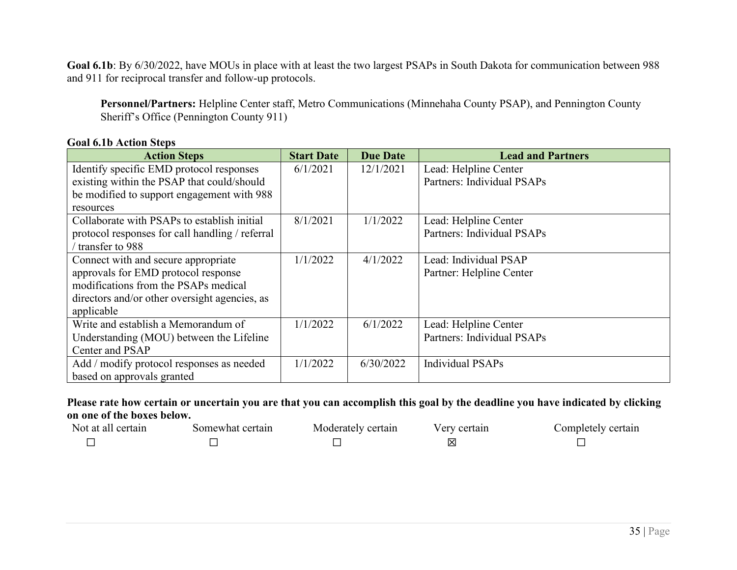**Goal 6.1b**: By 6/30/2022, have MOUs in place with at least the two largest PSAPs in South Dakota for communication between 988 and 911 for reciprocal transfer and follow-up protocols.

**Personnel/Partners:** Helpline Center staff, Metro Communications (Minnehaha County PSAP), and Pennington County Sheriff's Office (Pennington County 911)

**Goal 6.1b Action Steps**

| Action Steps | Start Date | Due Date | Lead and Partners |
|---|---|---|---|
| Identify specific EMD protocol responses existing within the PSAP that could/should be modified to support engagement with 988 resources | 6/1/2021 | 12/1/2021 | Lead: Helpline Center<br>Partners: Individual PSAPs |
| Collaborate with PSAPs to establish initial protocol responses for call handling / referral / transfer to 988 | 8/1/2021 | 1/1/2022 | Lead: Helpline Center<br>Partners: Individual PSAPs |
| Connect with and secure appropriate approvals for EMD protocol response modifications from the PSAPs medical directors and/or other oversight agencies, as applicable | 1/1/2022 | 4/1/2022 | Lead: Individual PSAP<br>Partner: Helpline Center |
| Write and establish a Memorandum of Understanding (MOU) between the Lifeline Center and PSAP | 1/1/2022 | 6/1/2022 | Lead: Helpline Center<br>Partners: Individual PSAPs |
| Add / modify protocol responses as needed based on approvals granted | 1/1/2022 | 6/30/2022 | Individual PSAPs |

**Please rate how certain or uncertain you are that you can accomplish this goal by the deadline you have indicated by clicking on one of the boxes below.**

| Not at all certain | Somewhat certain | Moderately certain | Very certain | Completely certain |
|---|---|---|---|---|
| ☐ | ☐ | ☐ | ☒ | ☐ |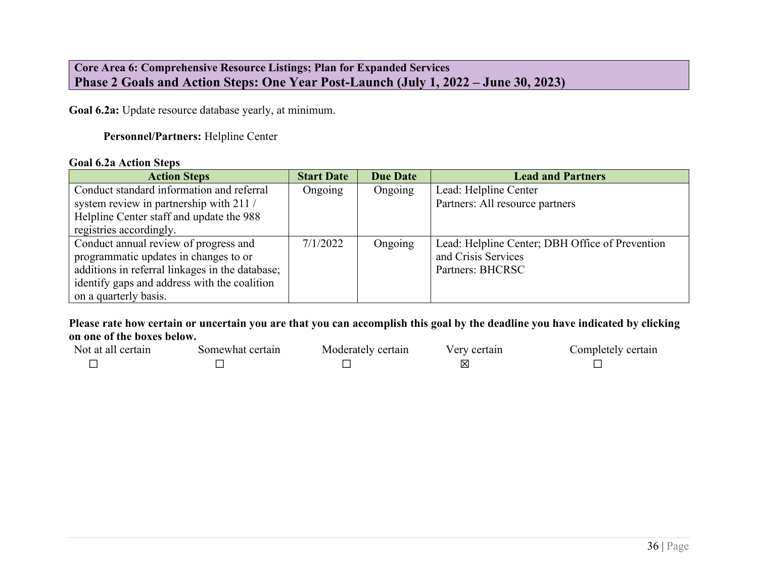## Core Area 6: Comprehensive Resource Listings; Plan for Expanded Services
## Phase 2 Goals and Action Steps: One Year Post-Launch (July 1, 2022 – June 30, 2023)

**Goal 6.2a:** Update resource database yearly, at minimum.

**Personnel/Partners:** Helpline Center

**Goal 6.2a Action Steps**

| Action Steps | Start Date | Due Date | Lead and Partners |
| --- | --- | --- | --- |
| Conduct standard information and referral system review in partnership with 211 / Helpline Center staff and update the 988 registries accordingly. | Ongoing | Ongoing | Lead: Helpline Center<br>Partners: All resource partners |
| Conduct annual review of progress and programmatic updates in changes to or additions in referral linkages in the database; identify gaps and address with the coalition on a quarterly basis. | 7/1/2022 | Ongoing | Lead: Helpline Center; DBH Office of Prevention and Crisis Services<br>Partners: BHCRSC |

**Please rate how certain or uncertain you are that you can accomplish this goal by the deadline you have indicated by clicking on one of the boxes below.**

| Not at all certain | Somewhat certain | Moderately certain | Very certain | Completely certain |
| --- | --- | --- | --- | --- |
| ☐ | ☐ | ☐ | ☒ | ☐ |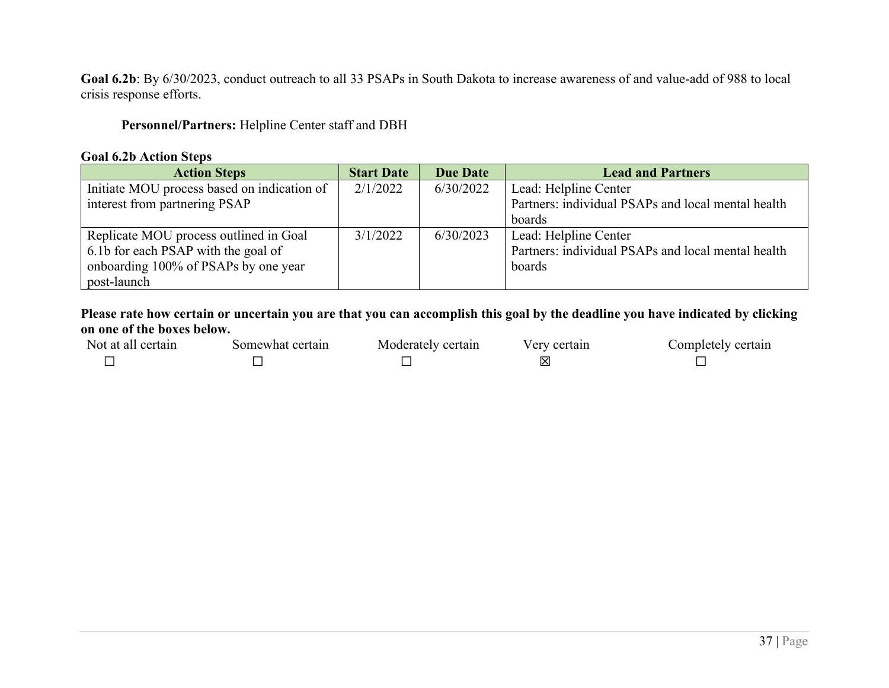**Goal 6.2b**: By 6/30/2023, conduct outreach to all 33 PSAPs in South Dakota to increase awareness of and value-add of 988 to local crisis response efforts.

**Personnel/Partners:** Helpline Center staff and DBH

**Goal 6.2b Action Steps**

| Action Steps | Start Date | Due Date | Lead and Partners |
|---|---|---|---|
| Initiate MOU process based on indication of interest from partnering PSAP | 2/1/2022 | 6/30/2022 | Lead: Helpline Center<br>Partners: individual PSAPs and local mental health boards |
| Replicate MOU process outlined in Goal 6.1b for each PSAP with the goal of onboarding 100% of PSAPs by one year post-launch | 3/1/2022 | 6/30/2023 | Lead: Helpline Center<br>Partners: individual PSAPs and local mental health boards |

**Please rate how certain or uncertain you are that you can accomplish this goal by the deadline you have indicated by clicking on one of the boxes below.**

| Not at all certain | Somewhat certain | Moderately certain | Very certain | Completely certain |
|---|---|---|---|---|
| ☐ | ☐ | ☐ | ☒ | ☐ |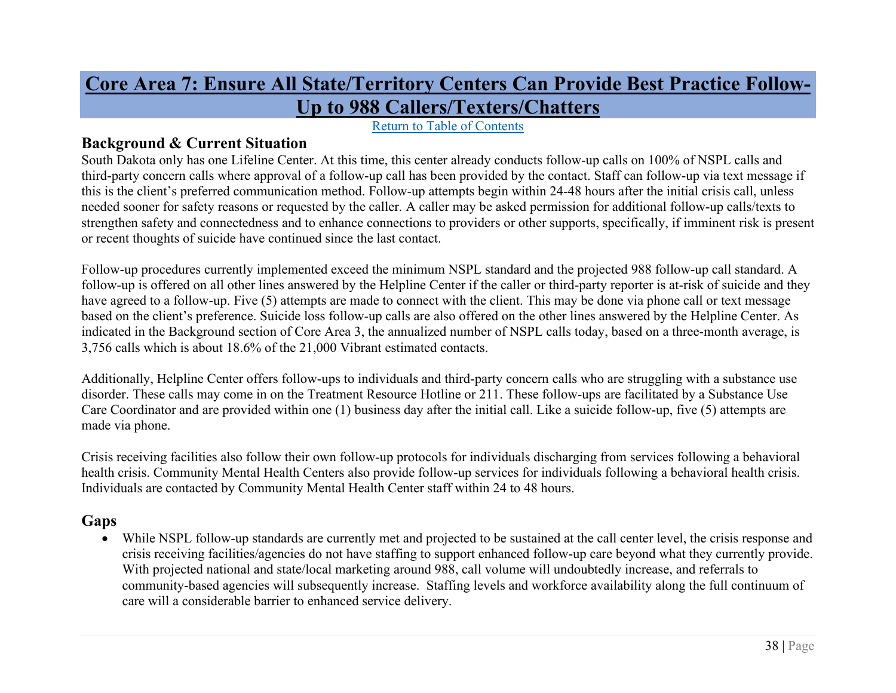# Core Area 7: Ensure All State/Territory Centers Can Provide Best Practice Follow-Up to 988 Callers/Texters/Chatters

Return to Table of Contents

## Background & Current Situation

South Dakota only has one Lifeline Center. At this time, this center already conducts follow-up calls on 100% of NSPL calls and third-party concern calls where approval of a follow-up call has been provided by the contact. Staff can follow-up via text message if this is the client's preferred communication method. Follow-up attempts begin within 24-48 hours after the initial crisis call, unless needed sooner for safety reasons or requested by the caller. A caller may be asked permission for additional follow-up calls/texts to strengthen safety and connectedness and to enhance connections to providers or other supports, specifically, if imminent risk is present or recent thoughts of suicide have continued since the last contact.

Follow-up procedures currently implemented exceed the minimum NSPL standard and the projected 988 follow-up call standard. A follow-up is offered on all other lines answered by the Helpline Center if the caller or third-party reporter is at-risk of suicide and they have agreed to a follow-up. Five (5) attempts are made to connect with the client. This may be done via phone call or text message based on the client's preference. Suicide loss follow-up calls are also offered on the other lines answered by the Helpline Center. As indicated in the Background section of Core Area 3, the annualized number of NSPL calls today, based on a three-month average, is 3,756 calls which is about 18.6% of the 21,000 Vibrant estimated contacts.

Additionally, Helpline Center offers follow-ups to individuals and third-party concern calls who are struggling with a substance use disorder. These calls may come in on the Treatment Resource Hotline or 211. These follow-ups are facilitated by a Substance Use Care Coordinator and are provided within one (1) business day after the initial call. Like a suicide follow-up, five (5) attempts are made via phone.

Crisis receiving facilities also follow their own follow-up protocols for individuals discharging from services following a behavioral health crisis. Community Mental Health Centers also provide follow-up services for individuals following a behavioral health crisis. Individuals are contacted by Community Mental Health Center staff within 24 to 48 hours.

## Gaps

- While NSPL follow-up standards are currently met and projected to be sustained at the call center level, the crisis response and crisis receiving facilities/agencies do not have staffing to support enhanced follow-up care beyond what they currently provide. With projected national and state/local marketing around 988, call volume will undoubtedly increase, and referrals to community-based agencies will subsequently increase. Staffing levels and workforce availability along the full continuum of care will a considerable barrier to enhanced service delivery.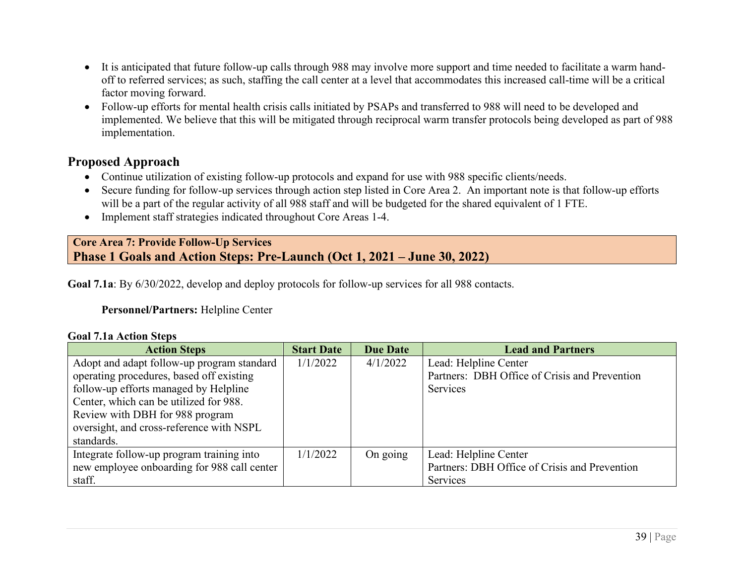- It is anticipated that future follow-up calls through 988 may involve more support and time needed to facilitate a warm hand-off to referred services; as such, staffing the call center at a level that accommodates this increased call-time will be a critical factor moving forward.
- Follow-up efforts for mental health crisis calls initiated by PSAPs and transferred to 988 will need to be developed and implemented. We believe that this will be mitigated through reciprocal warm transfer protocols being developed as part of 988 implementation.

## Proposed Approach

- Continue utilization of existing follow-up protocols and expand for use with 988 specific clients/needs.
- Secure funding for follow-up services through action step listed in Core Area 2. An important note is that follow-up efforts will be a part of the regular activity of all 988 staff and will be budgeted for the shared equivalent of 1 FTE.
- Implement staff strategies indicated throughout Core Areas 1-4.

**Core Area 7: Provide Follow-Up Services**
**Phase 1 Goals and Action Steps: Pre-Launch (Oct 1, 2021 – June 30, 2022)**

**Goal 7.1a**: By 6/30/2022, develop and deploy protocols for follow-up services for all 988 contacts.

**Personnel/Partners:** Helpline Center

**Goal 7.1a Action Steps**

| Action Steps | Start Date | Due Date | Lead and Partners |
|---|---|---|---|
| Adopt and adapt follow-up program standard operating procedures, based off existing follow-up efforts managed by Helpline Center, which can be utilized for 988. Review with DBH for 988 program oversight, and cross-reference with NSPL standards. | 1/1/2022 | 4/1/2022 | Lead: Helpline Center<br>Partners: DBH Office of Crisis and Prevention Services |
| Integrate follow-up program training into new employee onboarding for 988 call center staff. | 1/1/2022 | On going | Lead: Helpline Center<br>Partners: DBH Office of Crisis and Prevention Services |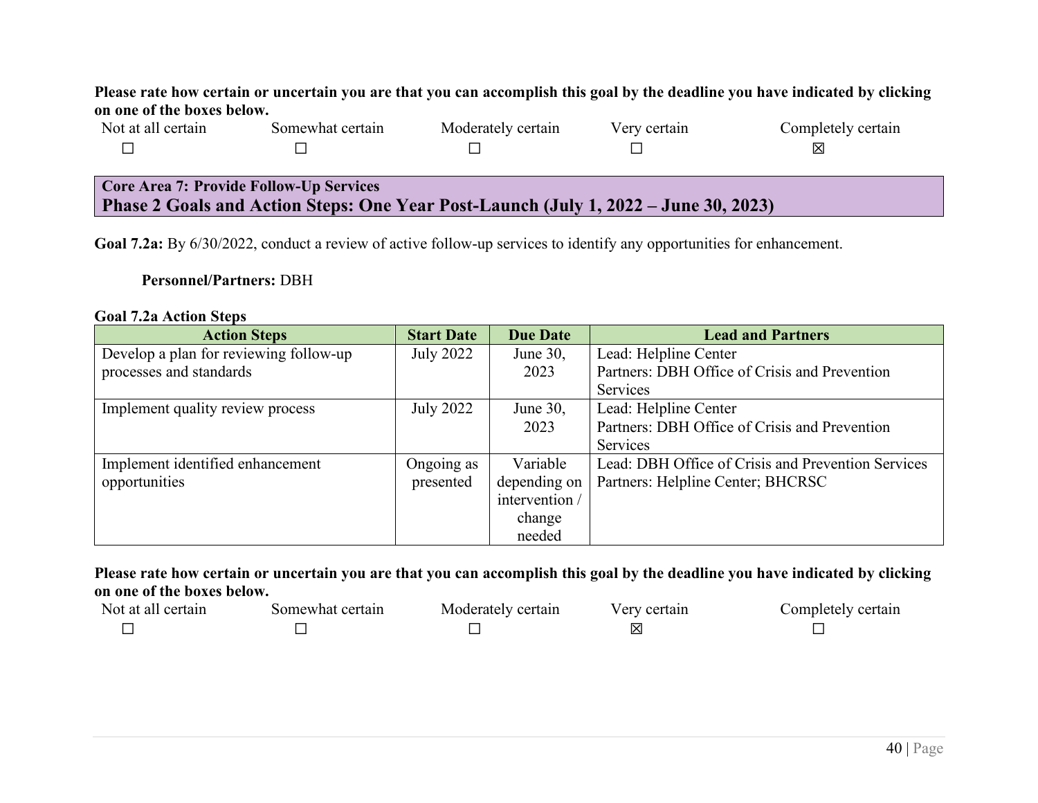**Please rate how certain or uncertain you are that you can accomplish this goal by the deadline you have indicated by clicking on one of the boxes below.**

| Not at all certain | Somewhat certain | Moderately certain | Very certain | Completely certain |
|---|---|---|---|---|
| ☐ | ☐ | ☐ | ☐ | ☒ |

**Core Area 7: Provide Follow-Up Services**
## Phase 2 Goals and Action Steps: One Year Post-Launch (July 1, 2022 – June 30, 2023)

**Goal 7.2a:** By 6/30/2022, conduct a review of active follow-up services to identify any opportunities for enhancement.

**Personnel/Partners:** DBH

**Goal 7.2a Action Steps**

| Action Steps | Start Date | Due Date | Lead and Partners |
|---|---|---|---|
| Develop a plan for reviewing follow-up processes and standards | July 2022 | June 30, 2023 | Lead: Helpline Center<br>Partners: DBH Office of Crisis and Prevention Services |
| Implement quality review process | July 2022 | June 30, 2023 | Lead: Helpline Center<br>Partners: DBH Office of Crisis and Prevention Services |
| Implement identified enhancement opportunities | Ongoing as presented | Variable depending on intervention / change needed | Lead: DBH Office of Crisis and Prevention Services<br>Partners: Helpline Center; BHCRSC |

**Please rate how certain or uncertain you are that you can accomplish this goal by the deadline you have indicated by clicking on one of the boxes below.**

| Not at all certain | Somewhat certain | Moderately certain | Very certain | Completely certain |
|---|---|---|---|---|
| ☐ | ☐ | ☐ | ☒ | ☐ |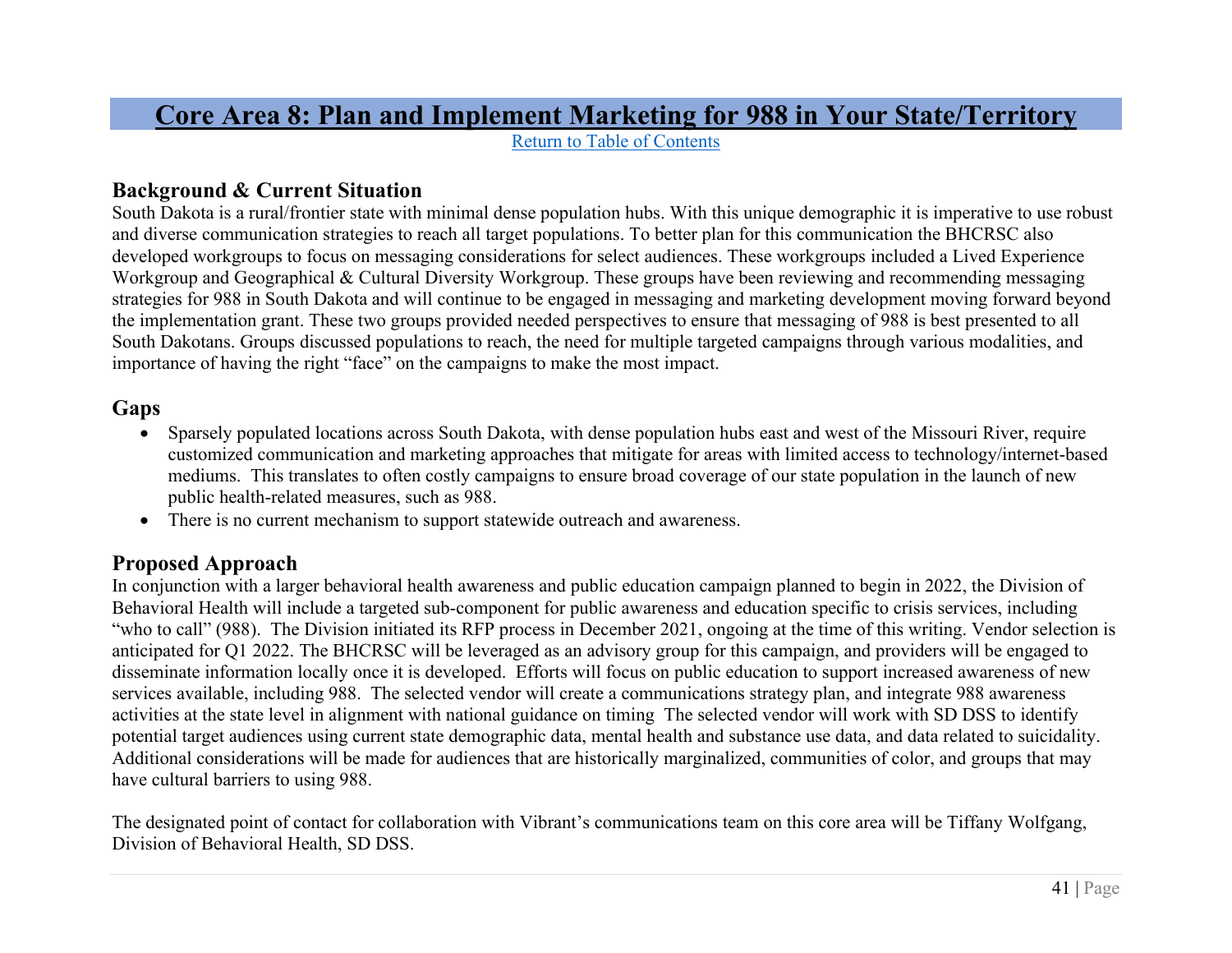# Core Area 8: Plan and Implement Marketing for 988 in Your State/Territory

Return to Table of Contents

## Background & Current Situation

South Dakota is a rural/frontier state with minimal dense population hubs. With this unique demographic it is imperative to use robust and diverse communication strategies to reach all target populations. To better plan for this communication the BHCRSC also developed workgroups to focus on messaging considerations for select audiences. These workgroups included a Lived Experience Workgroup and Geographical & Cultural Diversity Workgroup. These groups have been reviewing and recommending messaging strategies for 988 in South Dakota and will continue to be engaged in messaging and marketing development moving forward beyond the implementation grant. These two groups provided needed perspectives to ensure that messaging of 988 is best presented to all South Dakotans. Groups discussed populations to reach, the need for multiple targeted campaigns through various modalities, and importance of having the right "face" on the campaigns to make the most impact.

## Gaps

- Sparsely populated locations across South Dakota, with dense population hubs east and west of the Missouri River, require customized communication and marketing approaches that mitigate for areas with limited access to technology/internet-based mediums. This translates to often costly campaigns to ensure broad coverage of our state population in the launch of new public health-related measures, such as 988.
- There is no current mechanism to support statewide outreach and awareness.

## Proposed Approach

In conjunction with a larger behavioral health awareness and public education campaign planned to begin in 2022, the Division of Behavioral Health will include a targeted sub-component for public awareness and education specific to crisis services, including "who to call" (988). The Division initiated its RFP process in December 2021, ongoing at the time of this writing. Vendor selection is anticipated for Q1 2022. The BHCRSC will be leveraged as an advisory group for this campaign, and providers will be engaged to disseminate information locally once it is developed. Efforts will focus on public education to support increased awareness of new services available, including 988. The selected vendor will create a communications strategy plan, and integrate 988 awareness activities at the state level in alignment with national guidance on timing The selected vendor will work with SD DSS to identify potential target audiences using current state demographic data, mental health and substance use data, and data related to suicidality. Additional considerations will be made for audiences that are historically marginalized, communities of color, and groups that may have cultural barriers to using 988.

The designated point of contact for collaboration with Vibrant's communications team on this core area will be Tiffany Wolfgang, Division of Behavioral Health, SD DSS.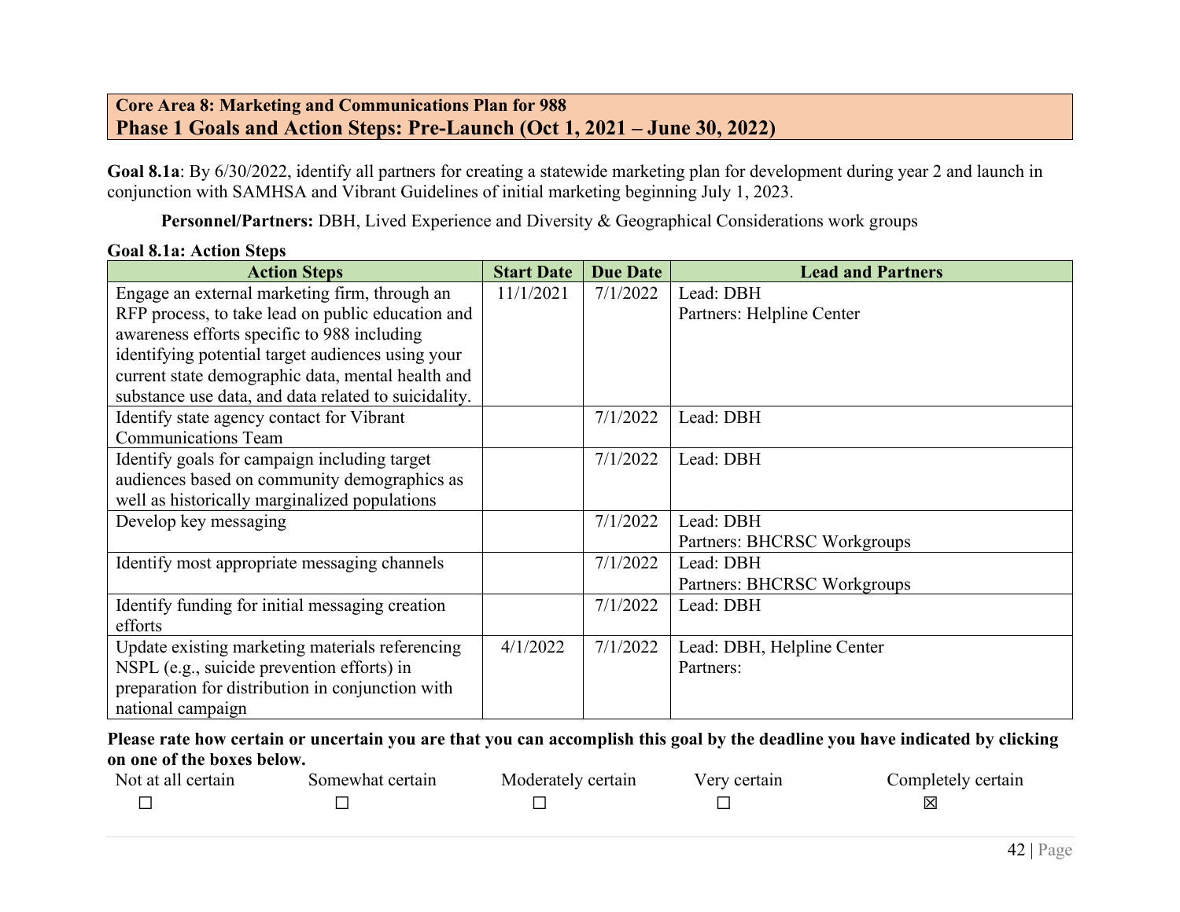**Core Area 8: Marketing and Communications Plan for 988**

## Phase 1 Goals and Action Steps: Pre-Launch (Oct 1, 2021 – June 30, 2022)

**Goal 8.1a**: By 6/30/2022, identify all partners for creating a statewide marketing plan for development during year 2 and launch in conjunction with SAMHSA and Vibrant Guidelines of initial marketing beginning July 1, 2023.

**Personnel/Partners:** DBH, Lived Experience and Diversity & Geographical Considerations work groups

**Goal 8.1a: Action Steps**

| Action Steps | Start Date | Due Date | Lead and Partners |
|---|---|---|---|
| Engage an external marketing firm, through an RFP process, to take lead on public education and awareness efforts specific to 988 including identifying potential target audiences using your current state demographic data, mental health and substance use data, and data related to suicidality. | 11/1/2021 | 7/1/2022 | Lead: DBH<br>Partners: Helpline Center |
| Identify state agency contact for Vibrant Communications Team | | 7/1/2022 | Lead: DBH |
| Identify goals for campaign including target audiences based on community demographics as well as historically marginalized populations | | 7/1/2022 | Lead: DBH |
| Develop key messaging | | 7/1/2022 | Lead: DBH<br>Partners: BHCRSC Workgroups |
| Identify most appropriate messaging channels | | 7/1/2022 | Lead: DBH<br>Partners: BHCRSC Workgroups |
| Identify funding for initial messaging creation efforts | | 7/1/2022 | Lead: DBH |
| Update existing marketing materials referencing NSPL (e.g., suicide prevention efforts) in preparation for distribution in conjunction with national campaign | 4/1/2022 | 7/1/2022 | Lead: DBH, Helpline Center<br>Partners: |

**Please rate how certain or uncertain you are that you can accomplish this goal by the deadline you have indicated by clicking on one of the boxes below.**

| Not at all certain | Somewhat certain | Moderately certain | Very certain | Completely certain |
|---|---|---|---|---|
| ☐ | ☐ | ☐ | ☐ | ☒ |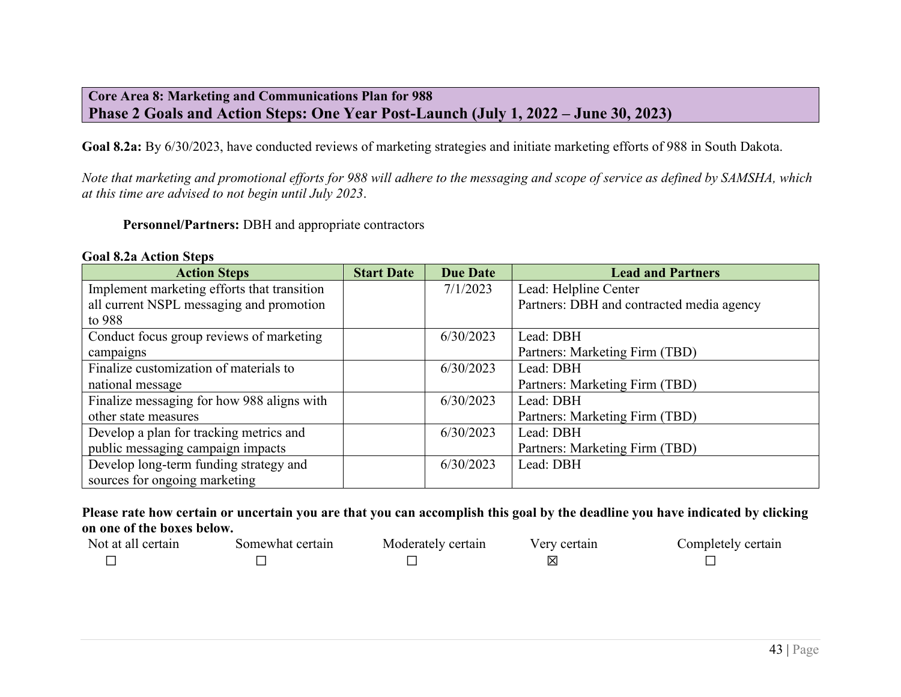**Core Area 8: Marketing and Communications Plan for 988**
## Phase 2 Goals and Action Steps: One Year Post-Launch (July 1, 2022 – June 30, 2023)

**Goal 8.2a:** By 6/30/2023, have conducted reviews of marketing strategies and initiate marketing efforts of 988 in South Dakota.

*Note that marketing and promotional efforts for 988 will adhere to the messaging and scope of service as defined by SAMSHA, which at this time are advised to not begin until July 2023*.

**Personnel/Partners:** DBH and appropriate contractors

**Goal 8.2a Action Steps**

| Action Steps | Start Date | Due Date | Lead and Partners |
|---|---|---|---|
| Implement marketing efforts that transition all current NSPL messaging and promotion to 988 | | 7/1/2023 | Lead: Helpline Center<br>Partners: DBH and contracted media agency |
| Conduct focus group reviews of marketing campaigns | | 6/30/2023 | Lead: DBH<br>Partners: Marketing Firm (TBD) |
| Finalize customization of materials to national message | | 6/30/2023 | Lead: DBH<br>Partners: Marketing Firm (TBD) |
| Finalize messaging for how 988 aligns with other state measures | | 6/30/2023 | Lead: DBH<br>Partners: Marketing Firm (TBD) |
| Develop a plan for tracking metrics and public messaging campaign impacts | | 6/30/2023 | Lead: DBH<br>Partners: Marketing Firm (TBD) |
| Develop long-term funding strategy and sources for ongoing marketing | | 6/30/2023 | Lead: DBH |

**Please rate how certain or uncertain you are that you can accomplish this goal by the deadline you have indicated by clicking on one of the boxes below.**

| Not at all certain | Somewhat certain | Moderately certain | Very certain | Completely certain |
|---|---|---|---|---|
| ☐ | ☐ | ☐ | ☒ | ☐ |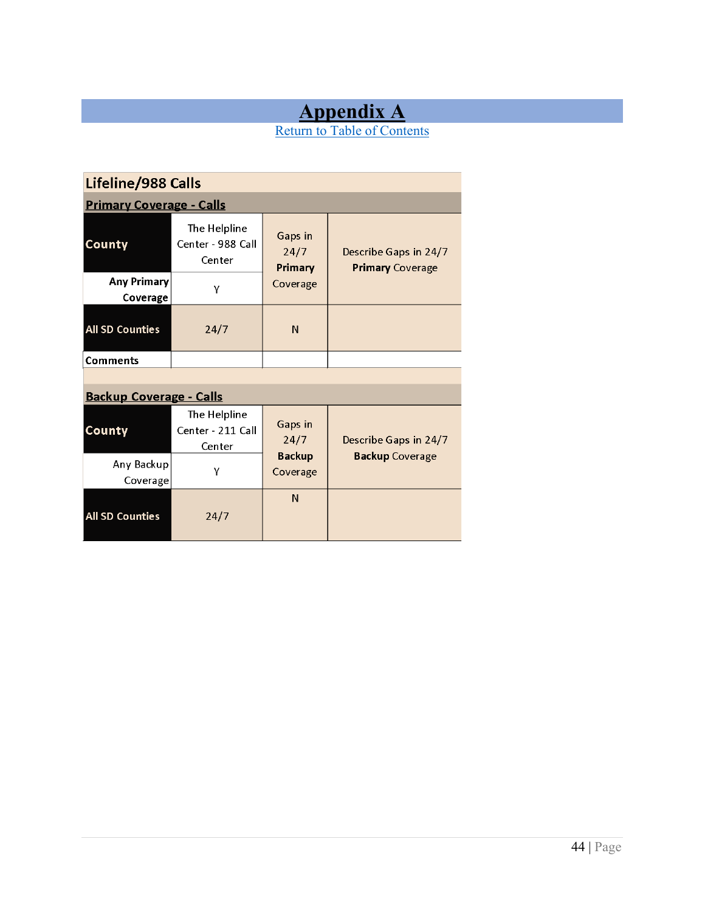# Appendix A

Return to Table of Contents

**Lifeline/988 Calls**

**Primary Coverage - Calls**

| County | The Helpline Center - 988 Call Center | Gaps in 24/7 **Primary** Coverage | Describe Gaps in 24/7 **Primary** Coverage |
|---|---|---|---|
| **Any Primary Coverage** | Y | | |
| **All SD Counties** | 24/7 | N | |
| **Comments** | | | |

**Backup Coverage - Calls**

| County | The Helpline Center - 211 Call Center | Gaps in 24/7 **Backup** Coverage | Describe Gaps in 24/7 **Backup** Coverage |
|---|---|---|---|
| Any Backup Coverage | Y | | |
| **All SD Counties** | 24/7 | N | |